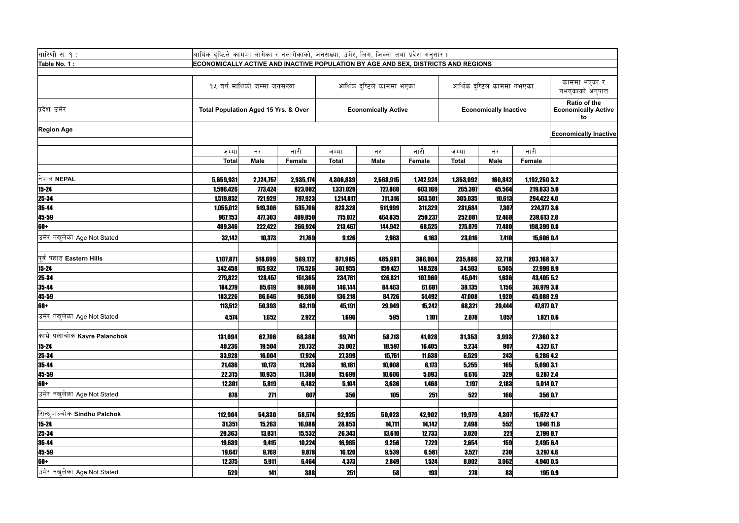सारिणी सं. १ : आर्थिक दृष्टिले काममा लागेका र नलागेकाको, जनसंख्या, उमेर, लिंग, जिल्ला तथा प्रदेश अनुसार ।

Table No. 1 : ECONOMICALLY ACTIVE AND INACTIVE POPULATION BY AGE AND SEX, DISTRICTS AND REGIONS

| प्रदेश उमेर<br>Region Age | १५ वर्ष माथिको जम्मा जनसंख्या<br>Total Population Aged 15 Yrs. & Over | | | आर्थिक दृष्टिले काममा भएका<br>Economically Active | | | आर्थिक दृष्टिले काममा नभएका<br>Economically Inactive | | | काममा भएका र नभएकाको अनुपात<br>Ratio of the Economically Active to Economically Inactive |
|---|---|---|---|---|---|---|---|---|---|---|
| | जम्मा Total | नर Male | नारी Female | जम्मा Total | नर Male | नारी Female | जम्मा Total | नर Male | नारी Female | |
| नेपाल **NEPAL** | 5,659,931 | 2,724,757 | 2,935,174 | 4,306,839 | 2,563,915 | 1,742,924 | 1,353,092 | 160,842 | 1,192,250 | 3.2 |
| 15-24 | 1,596,426 | 773,424 | 823,002 | 1,331,029 | 727,860 | 603,169 | 265,397 | 45,564 | 219,833 | 5.0 |
| 25-34 | 1,519,852 | 721,929 | 797,923 | 1,214,817 | 711,316 | 503,501 | 305,035 | 10,613 | 294,422 | 4.0 |
| 35-44 | 1,055,012 | 519,306 | 535,706 | 823,328 | 511,999 | 311,329 | 231,684 | 7,307 | 224,377 | 3.6 |
| 45-59 | 967,153 | 477,303 | 489,850 | 715,072 | 464,835 | 250,237 | 252,081 | 12,468 | 239,613 | 2.8 |
| 60+ | 489,346 | 222,422 | 266,924 | 213,467 | 144,942 | 68,525 | 275,879 | 77,480 | 198,399 | 0.8 |
| उमेर नखुलेका Age Not Stated | 32,142 | 10,373 | 21,769 | 9,126 | 2,963 | 6,163 | 23,016 | 7,410 | 15,606 | 0.4 |
| पूर्व पहाड **Eastern Hills** | 1,107,871 | 518,699 | 589,172 | 871,985 | 485,981 | 386,004 | 235,886 | 32,718 | 203,168 | 3.7 |
| 15-24 | 342,458 | 165,932 | 176,526 | 307,955 | 159,427 | 148,528 | 34,503 | 6,505 | 27,998 | 8.9 |
| 25-34 | 279,822 | 128,457 | 151,365 | 234,781 | 126,821 | 107,960 | 45,041 | 1,636 | 43,405 | 5.2 |
| 35-44 | 184,279 | 85,619 | 98,660 | 146,144 | 84,463 | 61,681 | 38,135 | 1,156 | 36,979 | 3.8 |
| 45-59 | 183,226 | 86,646 | 96,580 | 136,218 | 84,726 | 51,492 | 47,008 | 1,920 | 45,088 | 2.9 |
| 60+ | 113,512 | 50,393 | 63,119 | 45,191 | 29,949 | 15,242 | 68,321 | 20,444 | 47,877 | 0.7 |
| उमेर नखुलेका Age Not Stated | 4,574 | 1,652 | 2,922 | 1,696 | 595 | 1,101 | 2,878 | 1,057 | 1,821 | 0.6 |
| काभ्रे पलांचोक **Kavre Palanchok** | 131,094 | 62,706 | 68,388 | 99,741 | 58,713 | 41,028 | 31,353 | 3,993 | 27,360 | 3.2 |
| 15-24 | 40,236 | 19,504 | 20,732 | 35,002 | 18,597 | 16,405 | 5,234 | 907 | 4,327 | 6.7 |
| 25-34 | 33,928 | 16,004 | 17,924 | 27,399 | 15,761 | 11,638 | 6,529 | 243 | 6,286 | 4.2 |
| 35-44 | 21,436 | 10,173 | 11,263 | 16,181 | 10,008 | 6,173 | 5,255 | 165 | 5,090 | 3.1 |
| 45-59 | 22,315 | 10,935 | 11,380 | 15,699 | 10,606 | 5,093 | 6,616 | 329 | 6,287 | 2.4 |
| 60+ | 12,301 | 5,819 | 6,482 | 5,104 | 3,636 | 1,468 | 7,197 | 2,183 | 5,014 | 0.7 |
| उमेर नखुलेका Age Not Stated | 878 | 271 | 607 | 356 | 105 | 251 | 522 | 166 | 356 | 0.7 |
| सिन्धुपाल्चोक **Sindhu Palchok** | 112,904 | 54,330 | 58,574 | 92,925 | 50,023 | 42,902 | 19,979 | 4,307 | 15,672 | 4.7 |
| 15-24 | 31,351 | 15,263 | 16,088 | 28,853 | 14,711 | 14,142 | 2,498 | 552 | 1,946 | 11.6 |
| 25-34 | 29,363 | 13,831 | 15,532 | 26,343 | 13,610 | 12,733 | 3,020 | 221 | 2,799 | 8.7 |
| 35-44 | 19,639 | 9,415 | 10,224 | 16,985 | 9,256 | 7,729 | 2,654 | 159 | 2,495 | 6.4 |
| 45-59 | 19,647 | 9,769 | 9,878 | 16,120 | 9,539 | 6,581 | 3,527 | 230 | 3,297 | 4.6 |
| 60+ | 12,375 | 5,911 | 6,464 | 4,373 | 2,849 | 1,524 | 8,002 | 3,062 | 4,940 | 0.5 |
| उमेर नखुलेका Age Not Stated | 529 | 141 | 388 | 251 | 58 | 193 | 278 | 83 | 195 | 0.9 |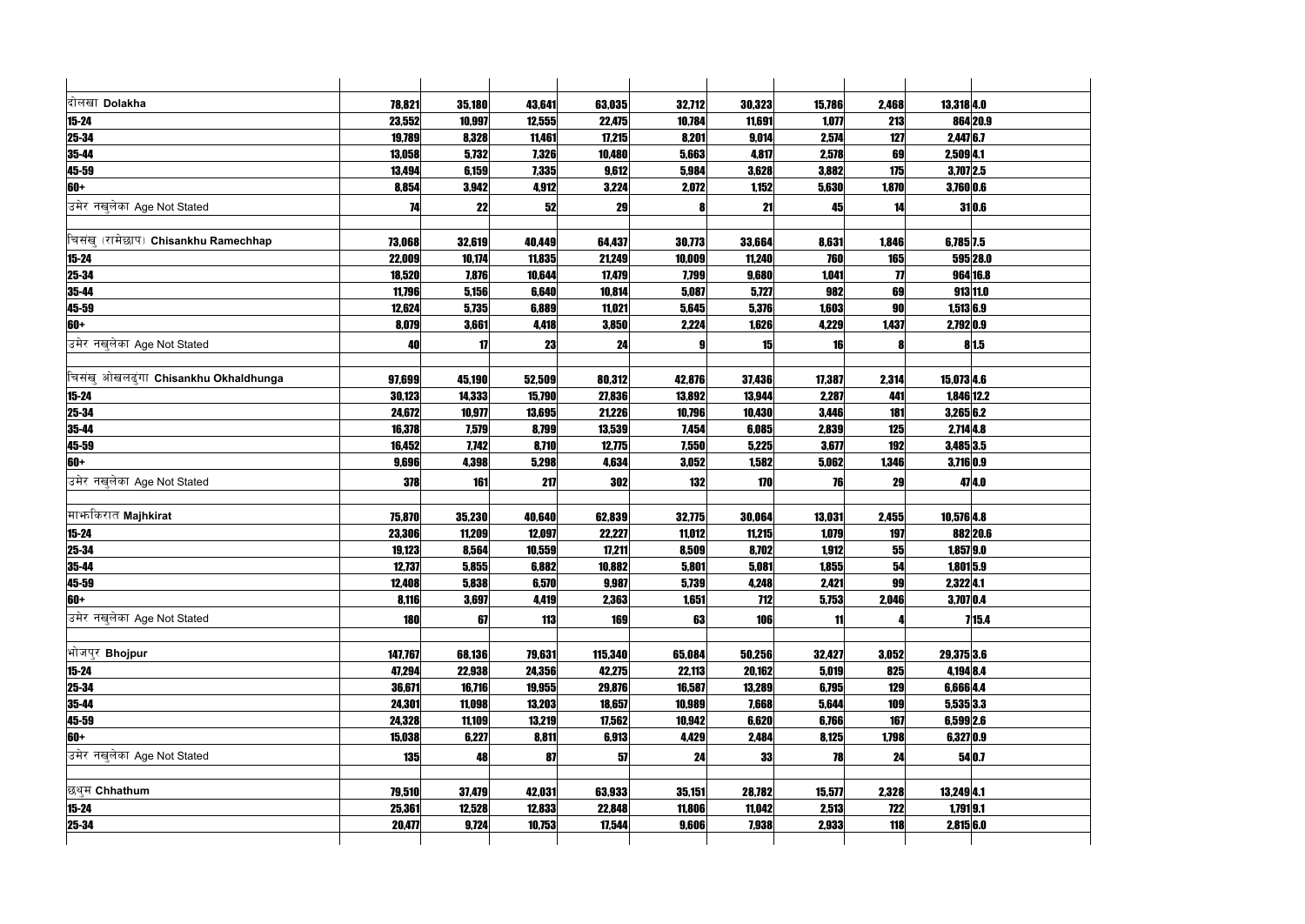| | | | | | | | | | | |
|---|---|---|---|---|---|---|---|---|---|---|
| दोलखा **Dolakha** | 78,821 | 35,180 | 43,641 | 63,035 | 32,712 | 30,323 | 15,786 | 2,468 | 13,318 | 4.0 |
| 15-24 | 23,552 | 10,997 | 12,555 | 22,475 | 10,784 | 11,691 | 1,077 | 213 | 864 | 20.9 |
| 25-34 | 19,789 | 8,328 | 11,461 | 17,215 | 8,201 | 9,014 | 2,574 | 127 | 2,447 | 6.7 |
| 35-44 | 13,058 | 5,732 | 7,326 | 10,480 | 5,663 | 4,817 | 2,578 | 69 | 2,509 | 4.1 |
| 45-59 | 13,494 | 6,159 | 7,335 | 9,612 | 5,984 | 3,628 | 3,882 | 175 | 3,707 | 2.5 |
| 60+ | 8,854 | 3,942 | 4,912 | 3,224 | 2,072 | 1,152 | 5,630 | 1,870 | 3,760 | 0.6 |
| उमेर नखुलेका Age Not Stated | 74 | 22 | 52 | 29 | 8 | 21 | 45 | 14 | 31 | 0.6 |
| | | | | | | | | | | |
| चिसंखु (रामेछाप) **Chisankhu Ramechhap** | 73,068 | 32,619 | 40,449 | 64,437 | 30,773 | 33,664 | 8,631 | 1,846 | 6,785 | 7.5 |
| 15-24 | 22,009 | 10,174 | 11,835 | 21,249 | 10,009 | 11,240 | 760 | 165 | 595 | 28.0 |
| 25-34 | 18,520 | 7,876 | 10,644 | 17,479 | 7,799 | 9,680 | 1,041 | 77 | 964 | 16.8 |
| 35-44 | 11,796 | 5,156 | 6,640 | 10,814 | 5,087 | 5,727 | 982 | 69 | 913 | 11.0 |
| 45-59 | 12,624 | 5,735 | 6,889 | 11,021 | 5,645 | 5,376 | 1,603 | 90 | 1,513 | 6.9 |
| 60+ | 8,079 | 3,661 | 4,418 | 3,850 | 2,224 | 1,626 | 4,229 | 1,437 | 2,792 | 0.9 |
| उमेर नखुलेका Age Not Stated | 40 | 17 | 23 | 24 | 9 | 15 | 16 | 8 | 8 | 1.5 |
| | | | | | | | | | | |
| चिसंखु ओखलढुंगा **Chisankhu Okhaldhunga** | 97,699 | 45,190 | 52,509 | 80,312 | 42,876 | 37,436 | 17,387 | 2,314 | 15,073 | 4.6 |
| 15-24 | 30,123 | 14,333 | 15,790 | 27,836 | 13,892 | 13,944 | 2,287 | 441 | 1,846 | 12.2 |
| 25-34 | 24,672 | 10,977 | 13,695 | 21,226 | 10,796 | 10,430 | 3,446 | 181 | 3,265 | 6.2 |
| 35-44 | 16,378 | 7,579 | 8,799 | 13,539 | 7,454 | 6,085 | 2,839 | 125 | 2,714 | 4.8 |
| 45-59 | 16,452 | 7,742 | 8,710 | 12,775 | 7,550 | 5,225 | 3,677 | 192 | 3,485 | 3.5 |
| 60+ | 9,696 | 4,398 | 5,298 | 4,634 | 3,052 | 1,582 | 5,062 | 1,346 | 3,716 | 0.9 |
| उमेर नखुलेका Age Not Stated | 378 | 161 | 217 | 302 | 132 | 170 | 76 | 29 | 47 | 4.0 |
| | | | | | | | | | | |
| माझकिरात **Majhkirat** | 75,870 | 35,230 | 40,640 | 62,839 | 32,775 | 30,064 | 13,031 | 2,455 | 10,576 | 4.8 |
| 15-24 | 23,306 | 11,209 | 12,097 | 22,227 | 11,012 | 11,215 | 1,079 | 197 | 882 | 20.6 |
| 25-34 | 19,123 | 8,564 | 10,559 | 17,211 | 8,509 | 8,702 | 1,912 | 55 | 1,857 | 9.0 |
| 35-44 | 12,737 | 5,855 | 6,882 | 10,882 | 5,801 | 5,081 | 1,855 | 54 | 1,801 | 5.9 |
| 45-59 | 12,408 | 5,838 | 6,570 | 9,987 | 5,739 | 4,248 | 2,421 | 99 | 2,322 | 4.1 |
| 60+ | 8,116 | 3,697 | 4,419 | 2,363 | 1,651 | 712 | 5,753 | 2,046 | 3,707 | 0.4 |
| उमेर नखुलेका Age Not Stated | 180 | 67 | 113 | 169 | 63 | 106 | 11 | 4 | 7 | 15.4 |
| | | | | | | | | | | |
| भोजपुर **Bhojpur** | 147,767 | 68,136 | 79,631 | 115,340 | 65,084 | 50,256 | 32,427 | 3,052 | 29,375 | 3.6 |
| 15-24 | 47,294 | 22,938 | 24,356 | 42,275 | 22,113 | 20,162 | 5,019 | 825 | 4,194 | 8.4 |
| 25-34 | 36,671 | 16,716 | 19,955 | 29,876 | 16,587 | 13,289 | 6,795 | 129 | 6,666 | 4.4 |
| 35-44 | 24,301 | 11,098 | 13,203 | 18,657 | 10,989 | 7,668 | 5,644 | 109 | 5,535 | 3.3 |
| 45-59 | 24,328 | 11,109 | 13,219 | 17,562 | 10,942 | 6,620 | 6,766 | 167 | 6,599 | 2.6 |
| 60+ | 15,038 | 6,227 | 8,811 | 6,913 | 4,429 | 2,484 | 8,125 | 1,798 | 6,327 | 0.9 |
| उमेर नखुलेका Age Not Stated | 135 | 48 | 87 | 57 | 24 | 33 | 78 | 24 | 54 | 0.7 |
| | | | | | | | | | | |
| छथुम **Chhathum** | 79,510 | 37,479 | 42,031 | 63,933 | 35,151 | 28,782 | 15,577 | 2,328 | 13,249 | 4.1 |
| 15-24 | 25,361 | 12,528 | 12,833 | 22,848 | 11,806 | 11,042 | 2,513 | 722 | 1,791 | 9.1 |
| 25-34 | 20,477 | 9,724 | 10,753 | 17,544 | 9,606 | 7,938 | 2,933 | 118 | 2,815 | 6.0 |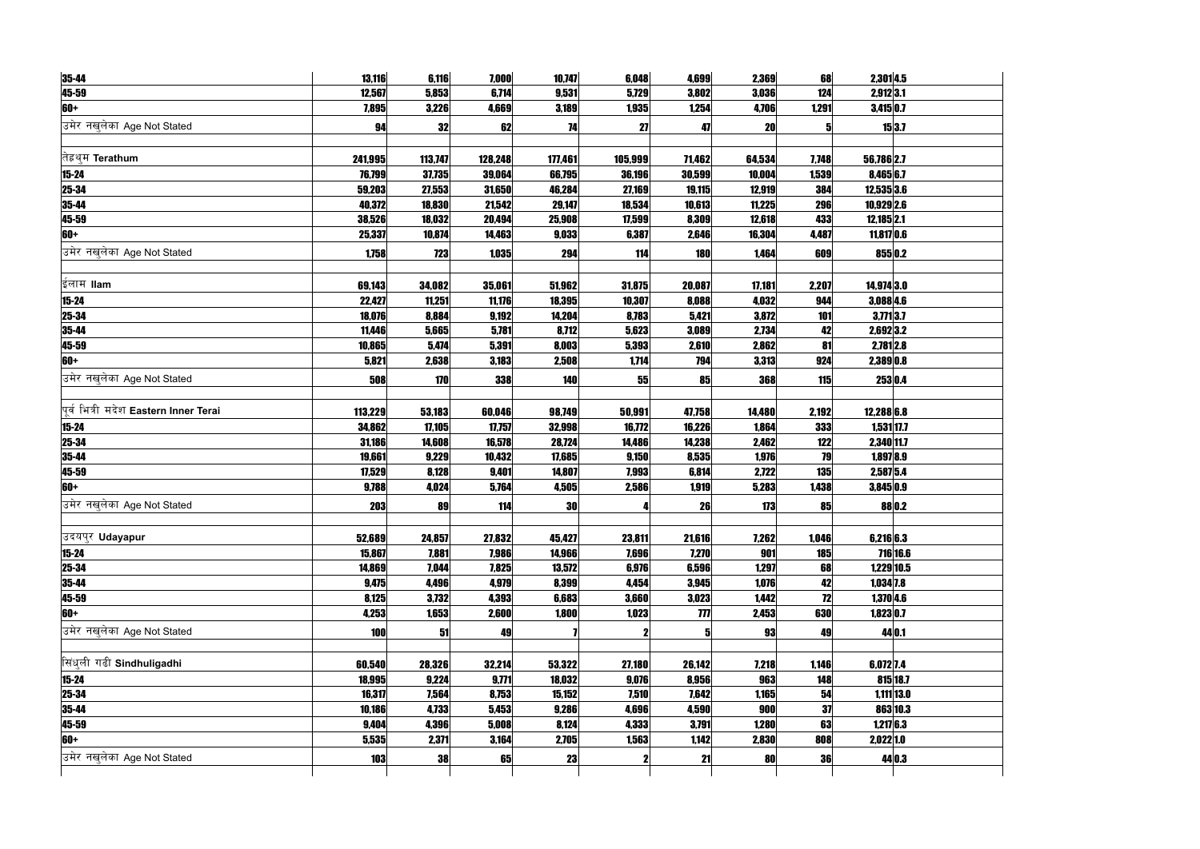| | | | | | | | | | | |
|---|---|---|---|---|---|---|---|---|---|---|
| 35-44 | 13,116 | 6,116 | 7,000 | 10,747 | 6,048 | 4,699 | 2,369 | 68 | 2,301 | 4.5 |
| 45-59 | 12,567 | 5,853 | 6,714 | 9,531 | 5,729 | 3,802 | 3,036 | 124 | 2,912 | 3.1 |
| 60+ | 7,895 | 3,226 | 4,669 | 3,189 | 1,935 | 1,254 | 4,706 | 1,291 | 3,415 | 0.7 |
| उमेर नखुलेका Age Not Stated | 94 | 32 | 62 | 74 | 27 | 47 | 20 | 5 | 15 | 3.7 |
| | | | | | | | | | | |
| तेह्रथुम **Terathum** | 241,995 | 113,747 | 128,248 | 177,461 | 105,999 | 71,462 | 64,534 | 7,748 | 56,786 | 2.7 |
| 15-24 | 76,799 | 37,735 | 39,064 | 66,795 | 36,196 | 30,599 | 10,004 | 1,539 | 8,465 | 6.7 |
| 25-34 | 59,203 | 27,553 | 31,650 | 46,284 | 27,169 | 19,115 | 12,919 | 384 | 12,535 | 3.6 |
| 35-44 | 40,372 | 18,830 | 21,542 | 29,147 | 18,534 | 10,613 | 11,225 | 296 | 10,929 | 2.6 |
| 45-59 | 38,526 | 18,032 | 20,494 | 25,908 | 17,599 | 8,309 | 12,618 | 433 | 12,185 | 2.1 |
| 60+ | 25,337 | 10,874 | 14,463 | 9,033 | 6,387 | 2,646 | 16,304 | 4,487 | 11,817 | 0.6 |
| उमेर नखुलेका Age Not Stated | 1,758 | 723 | 1,035 | 294 | 114 | 180 | 1,464 | 609 | 855 | 0.2 |
| | | | | | | | | | | |
| ईलाम **Ilam** | 69,143 | 34,082 | 35,061 | 51,962 | 31,875 | 20,087 | 17,181 | 2,207 | 14,974 | 3.0 |
| 15-24 | 22,427 | 11,251 | 11,176 | 18,395 | 10,307 | 8,088 | 4,032 | 944 | 3,088 | 4.6 |
| 25-34 | 18,076 | 8,884 | 9,192 | 14,204 | 8,783 | 5,421 | 3,872 | 101 | 3,771 | 3.7 |
| 35-44 | 11,446 | 5,665 | 5,781 | 8,712 | 5,623 | 3,089 | 2,734 | 42 | 2,692 | 3.2 |
| 45-59 | 10,865 | 5,474 | 5,391 | 8,003 | 5,393 | 2,610 | 2,862 | 81 | 2,781 | 2.8 |
| 60+ | 5,821 | 2,638 | 3,183 | 2,508 | 1,714 | 794 | 3,313 | 924 | 2,389 | 0.8 |
| उमेर नखुलेका Age Not Stated | 508 | 170 | 338 | 140 | 55 | 85 | 368 | 115 | 253 | 0.4 |
| | | | | | | | | | | |
| पूर्व भित्री मदेश **Eastern Inner Terai** | 113,229 | 53,183 | 60,046 | 98,749 | 50,991 | 47,758 | 14,480 | 2,192 | 12,288 | 6.8 |
| 15-24 | 34,862 | 17,105 | 17,757 | 32,998 | 16,772 | 16,226 | 1,864 | 333 | 1,531 | 17.7 |
| 25-34 | 31,186 | 14,608 | 16,578 | 28,724 | 14,486 | 14,238 | 2,462 | 122 | 2,340 | 11.7 |
| 35-44 | 19,661 | 9,229 | 10,432 | 17,685 | 9,150 | 8,535 | 1,976 | 79 | 1,897 | 8.9 |
| 45-59 | 17,529 | 8,128 | 9,401 | 14,807 | 7,993 | 6,814 | 2,722 | 135 | 2,587 | 5.4 |
| 60+ | 9,788 | 4,024 | 5,764 | 4,505 | 2,586 | 1,919 | 5,283 | 1,438 | 3,845 | 0.9 |
| उमेर नखुलेका Age Not Stated | 203 | 89 | 114 | 30 | 4 | 26 | 173 | 85 | 88 | 0.2 |
| | | | | | | | | | | |
| उदयपुर **Udayapur** | 52,689 | 24,857 | 27,832 | 45,427 | 23,811 | 21,616 | 7,262 | 1,046 | 6,216 | 6.3 |
| 15-24 | 15,867 | 7,881 | 7,986 | 14,966 | 7,696 | 7,270 | 901 | 185 | 716 | 16.6 |
| 25-34 | 14,869 | 7,044 | 7,825 | 13,572 | 6,976 | 6,596 | 1,297 | 68 | 1,229 | 10.5 |
| 35-44 | 9,475 | 4,496 | 4,979 | 8,399 | 4,454 | 3,945 | 1,076 | 42 | 1,034 | 7.8 |
| 45-59 | 8,125 | 3,732 | 4,393 | 6,683 | 3,660 | 3,023 | 1,442 | 72 | 1,370 | 4.6 |
| 60+ | 4,253 | 1,653 | 2,600 | 1,800 | 1,023 | 777 | 2,453 | 630 | 1,823 | 0.7 |
| उमेर नखुलेका Age Not Stated | 100 | 51 | 49 | 7 | 2 | 5 | 93 | 49 | 44 | 0.1 |
| | | | | | | | | | | |
| सिंधुली गढी **Sindhuligadhi** | 60,540 | 28,326 | 32,214 | 53,322 | 27,180 | 26,142 | 7,218 | 1,146 | 6,072 | 7.4 |
| 15-24 | 18,995 | 9,224 | 9,771 | 18,032 | 9,076 | 8,956 | 963 | 148 | 815 | 18.7 |
| 25-34 | 16,317 | 7,564 | 8,753 | 15,152 | 7,510 | 7,642 | 1,165 | 54 | 1,111 | 13.0 |
| 35-44 | 10,186 | 4,733 | 5,453 | 9,286 | 4,696 | 4,590 | 900 | 37 | 863 | 10.3 |
| 45-59 | 9,404 | 4,396 | 5,008 | 8,124 | 4,333 | 3,791 | 1,280 | 63 | 1,217 | 6.3 |
| 60+ | 5,535 | 2,371 | 3,164 | 2,705 | 1,563 | 1,142 | 2,830 | 808 | 2,022 | 1.0 |
| उमेर नखुलेका Age Not Stated | 103 | 38 | 65 | 23 | 2 | 21 | 80 | 36 | 44 | 0.3 |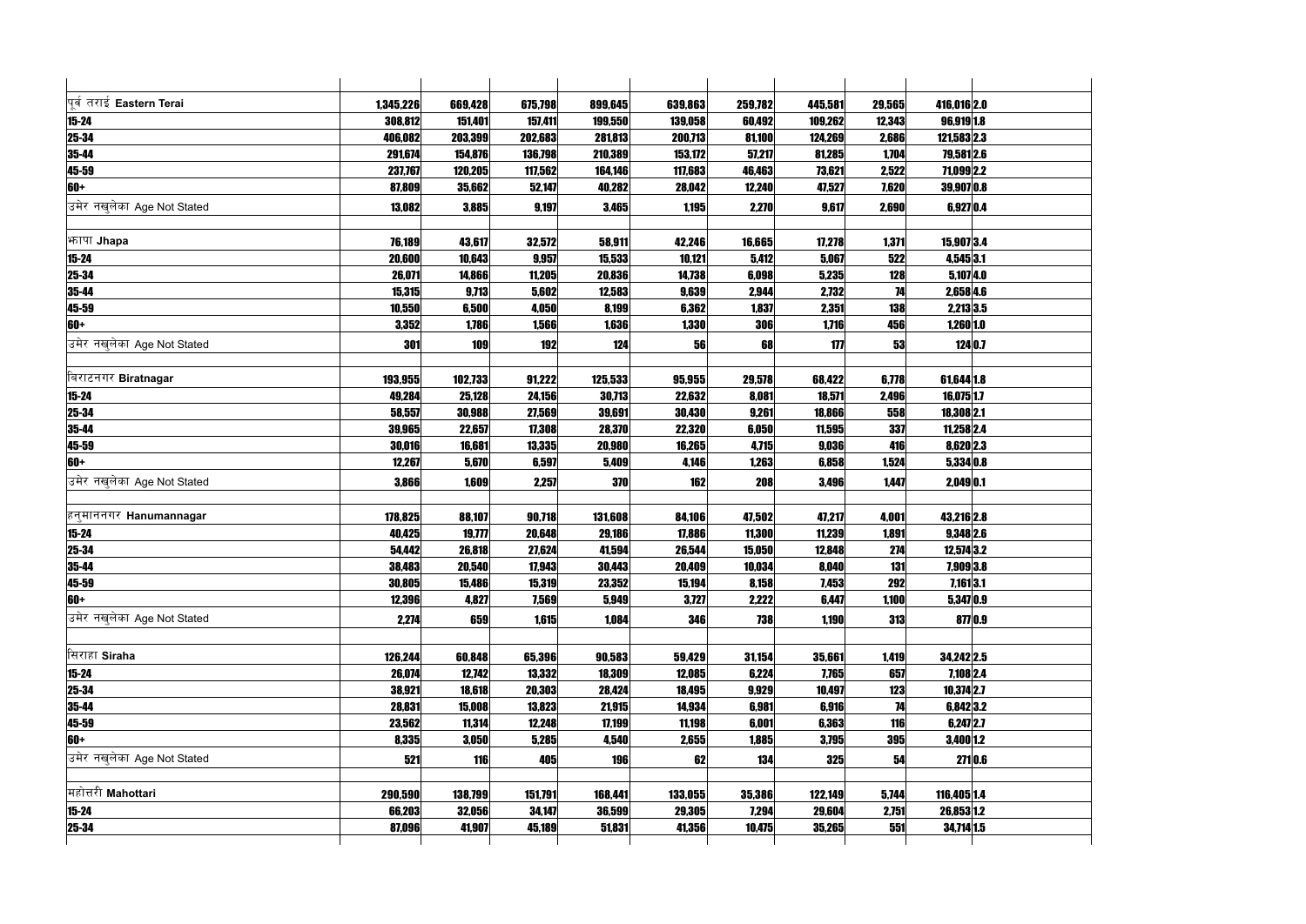| | | | | | | | | | | |
|---|---|---|---|---|---|---|---|---|---|---|
| पूर्व तराई **Eastern Terai** | 1,345,226 | 669,428 | 675,798 | 899,645 | 639,863 | 259,782 | 445,581 | 29,565 | 416,016 | 2.0 |
| 15-24 | 308,812 | 151,401 | 157,411 | 199,550 | 139,058 | 60,492 | 109,262 | 12,343 | 96,919 | 1.8 |
| 25-34 | 406,082 | 203,399 | 202,683 | 281,813 | 200,713 | 81,100 | 124,269 | 2,686 | 121,583 | 2.3 |
| 35-44 | 291,674 | 154,876 | 136,798 | 210,389 | 153,172 | 57,217 | 81,285 | 1,704 | 79,581 | 2.6 |
| 45-59 | 237,767 | 120,205 | 117,562 | 164,146 | 117,683 | 46,463 | 73,621 | 2,522 | 71,099 | 2.2 |
| 60+ | 87,809 | 35,662 | 52,147 | 40,282 | 28,042 | 12,240 | 47,527 | 7,620 | 39,907 | 0.8 |
| उमेर नखुलेका Age Not Stated | 13,082 | 3,885 | 9,197 | 3,465 | 1,195 | 2,270 | 9,617 | 2,690 | 6,927 | 0.4 |
| | | | | | | | | | | |
| झापा **Jhapa** | 76,189 | 43,617 | 32,572 | 58,911 | 42,246 | 16,665 | 17,278 | 1,371 | 15,907 | 3.4 |
| 15-24 | 20,600 | 10,643 | 9,957 | 15,533 | 10,121 | 5,412 | 5,067 | 522 | 4,545 | 3.1 |
| 25-34 | 26,071 | 14,866 | 11,205 | 20,836 | 14,738 | 6,098 | 5,235 | 128 | 5,107 | 4.0 |
| 35-44 | 15,315 | 9,713 | 5,602 | 12,583 | 9,639 | 2,944 | 2,732 | 74 | 2,658 | 4.6 |
| 45-59 | 10,550 | 6,500 | 4,050 | 8,199 | 6,362 | 1,837 | 2,351 | 138 | 2,213 | 3.5 |
| 60+ | 3,352 | 1,786 | 1,566 | 1,636 | 1,330 | 306 | 1,716 | 456 | 1,260 | 1.0 |
| उमेर नखुलेका Age Not Stated | 301 | 109 | 192 | 124 | 56 | 68 | 177 | 53 | 124 | 0.7 |
| | | | | | | | | | | |
| बिराटनगर **Biratnagar** | 193,955 | 102,733 | 91,222 | 125,533 | 95,955 | 29,578 | 68,422 | 6,778 | 61,644 | 1.8 |
| 15-24 | 49,284 | 25,128 | 24,156 | 30,713 | 22,632 | 8,081 | 18,571 | 2,496 | 16,075 | 1.7 |
| 25-34 | 58,557 | 30,988 | 27,569 | 39,691 | 30,430 | 9,261 | 18,866 | 558 | 18,308 | 2.1 |
| 35-44 | 39,965 | 22,657 | 17,308 | 28,370 | 22,320 | 6,050 | 11,595 | 337 | 11,258 | 2.4 |
| 45-59 | 30,016 | 16,681 | 13,335 | 20,980 | 16,265 | 4,715 | 9,036 | 416 | 8,620 | 2.3 |
| 60+ | 12,267 | 5,670 | 6,597 | 5,409 | 4,146 | 1,263 | 6,858 | 1,524 | 5,334 | 0.8 |
| उमेर नखुलेका Age Not Stated | 3,866 | 1,609 | 2,257 | 370 | 162 | 208 | 3,496 | 1,447 | 2,049 | 0.1 |
| | | | | | | | | | | |
| हनुमाननगर **Hanumannagar** | 178,825 | 88,107 | 90,718 | 131,608 | 84,106 | 47,502 | 47,217 | 4,001 | 43,216 | 2.8 |
| 15-24 | 40,425 | 19,777 | 20,648 | 29,186 | 17,886 | 11,300 | 11,239 | 1,891 | 9,348 | 2.6 |
| 25-34 | 54,442 | 26,818 | 27,624 | 41,594 | 26,544 | 15,050 | 12,848 | 274 | 12,574 | 3.2 |
| 35-44 | 38,483 | 20,540 | 17,943 | 30,443 | 20,409 | 10,034 | 8,040 | 131 | 7,909 | 3.8 |
| 45-59 | 30,805 | 15,486 | 15,319 | 23,352 | 15,194 | 8,158 | 7,453 | 292 | 7,161 | 3.1 |
| 60+ | 12,396 | 4,827 | 7,569 | 5,949 | 3,727 | 2,222 | 6,447 | 1,100 | 5,347 | 0.9 |
| उमेर नखुलेका Age Not Stated | 2,274 | 659 | 1,615 | 1,084 | 346 | 738 | 1,190 | 313 | 877 | 0.9 |
| | | | | | | | | | | |
| सिराहा **Siraha** | 126,244 | 60,848 | 65,396 | 90,583 | 59,429 | 31,154 | 35,661 | 1,419 | 34,242 | 2.5 |
| 15-24 | 26,074 | 12,742 | 13,332 | 18,309 | 12,085 | 6,224 | 7,765 | 657 | 7,108 | 2.4 |
| 25-34 | 38,921 | 18,618 | 20,303 | 28,424 | 18,495 | 9,929 | 10,497 | 123 | 10,374 | 2.7 |
| 35-44 | 28,831 | 15,008 | 13,823 | 21,915 | 14,934 | 6,981 | 6,916 | 74 | 6,842 | 3.2 |
| 45-59 | 23,562 | 11,314 | 12,248 | 17,199 | 11,198 | 6,001 | 6,363 | 116 | 6,247 | 2.7 |
| 60+ | 8,335 | 3,050 | 5,285 | 4,540 | 2,655 | 1,885 | 3,795 | 395 | 3,400 | 1.2 |
| उमेर नखुलेका Age Not Stated | 521 | 116 | 405 | 196 | 62 | 134 | 325 | 54 | 271 | 0.6 |
| | | | | | | | | | | |
| महोत्तरी **Mahottari** | 290,590 | 138,799 | 151,791 | 168,441 | 133,055 | 35,386 | 122,149 | 5,744 | 116,405 | 1.4 |
| 15-24 | 66,203 | 32,056 | 34,147 | 36,599 | 29,305 | 7,294 | 29,604 | 2,751 | 26,853 | 1.2 |
| 25-34 | 87,096 | 41,907 | 45,189 | 51,831 | 41,356 | 10,475 | 35,265 | 551 | 34,714 | 1.5 |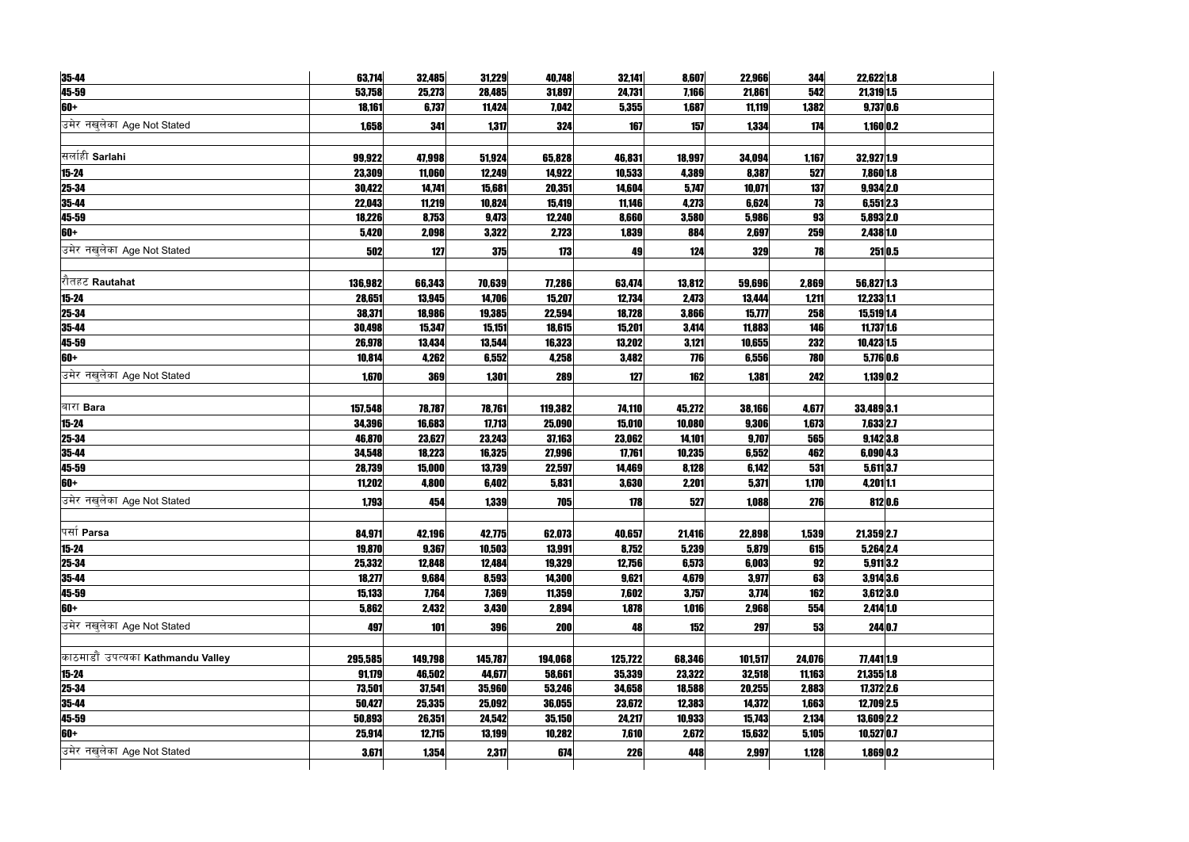| | | | | | | | | | | |
|---|---|---|---|---|---|---|---|---|---|---|
| 35-44 | 63,714 | 32,485 | 31,229 | 40,748 | 32,141 | 8,607 | 22,966 | 344 | 22,622 | 1.8 |
| 45-59 | 53,758 | 25,273 | 28,485 | 31,897 | 24,731 | 7,166 | 21,861 | 542 | 21,319 | 1.5 |
| 60+ | 18,161 | 6,737 | 11,424 | 7,042 | 5,355 | 1,687 | 11,119 | 1,382 | 9,737 | 0.6 |
| उमेर नखुलेका Age Not Stated | 1,658 | 341 | 1,317 | 324 | 167 | 157 | 1,334 | 174 | 1,160 | 0.2 |
| | | | | | | | | | | |
| सर्लाही **Sarlahi** | 99,922 | 47,998 | 51,924 | 65,828 | 46,831 | 18,997 | 34,094 | 1,167 | 32,927 | 1.9 |
| 15-24 | 23,309 | 11,060 | 12,249 | 14,922 | 10,533 | 4,389 | 8,387 | 527 | 7,860 | 1.8 |
| 25-34 | 30,422 | 14,741 | 15,681 | 20,351 | 14,604 | 5,747 | 10,071 | 137 | 9,934 | 2.0 |
| 35-44 | 22,043 | 11,219 | 10,824 | 15,419 | 11,146 | 4,273 | 6,624 | 73 | 6,551 | 2.3 |
| 45-59 | 18,226 | 8,753 | 9,473 | 12,240 | 8,660 | 3,580 | 5,986 | 93 | 5,893 | 2.0 |
| 60+ | 5,420 | 2,098 | 3,322 | 2,723 | 1,839 | 884 | 2,697 | 259 | 2,438 | 1.0 |
| उमेर नखुलेका Age Not Stated | 502 | 127 | 375 | 173 | 49 | 124 | 329 | 78 | 251 | 0.5 |
| | | | | | | | | | | |
| रौतहट **Rautahat** | 136,982 | 66,343 | 70,639 | 77,286 | 63,474 | 13,812 | 59,696 | 2,869 | 56,827 | 1.3 |
| 15-24 | 28,651 | 13,945 | 14,706 | 15,207 | 12,734 | 2,473 | 13,444 | 1,211 | 12,233 | 1.1 |
| 25-34 | 38,371 | 18,986 | 19,385 | 22,594 | 18,728 | 3,866 | 15,777 | 258 | 15,519 | 1.4 |
| 35-44 | 30,498 | 15,347 | 15,151 | 18,615 | 15,201 | 3,414 | 11,883 | 146 | 11,737 | 1.6 |
| 45-59 | 26,978 | 13,434 | 13,544 | 16,323 | 13,202 | 3,121 | 10,655 | 232 | 10,423 | 1.5 |
| 60+ | 10,814 | 4,262 | 6,552 | 4,258 | 3,482 | 776 | 6,556 | 780 | 5,776 | 0.6 |
| उमेर नखुलेका Age Not Stated | 1,670 | 369 | 1,301 | 289 | 127 | 162 | 1,381 | 242 | 1,139 | 0.2 |
| | | | | | | | | | | |
| बारा **Bara** | 157,548 | 78,787 | 78,761 | 119,382 | 74,110 | 45,272 | 38,166 | 4,677 | 33,489 | 3.1 |
| 15-24 | 34,396 | 16,683 | 17,713 | 25,090 | 15,010 | 10,080 | 9,306 | 1,673 | 7,633 | 2.7 |
| 25-34 | 46,870 | 23,627 | 23,243 | 37,163 | 23,062 | 14,101 | 9,707 | 565 | 9,142 | 3.8 |
| 35-44 | 34,548 | 18,223 | 16,325 | 27,996 | 17,761 | 10,235 | 6,552 | 462 | 6,090 | 4.3 |
| 45-59 | 28,739 | 15,000 | 13,739 | 22,597 | 14,469 | 8,128 | 6,142 | 531 | 5,611 | 3.7 |
| 60+ | 11,202 | 4,800 | 6,402 | 5,831 | 3,630 | 2,201 | 5,371 | 1,170 | 4,201 | 1.1 |
| उमेर नखुलेका Age Not Stated | 1,793 | 454 | 1,339 | 705 | 178 | 527 | 1,088 | 276 | 812 | 0.6 |
| | | | | | | | | | | |
| पर्सा **Parsa** | 84,971 | 42,196 | 42,775 | 62,073 | 40,657 | 21,416 | 22,898 | 1,539 | 21,359 | 2.7 |
| 15-24 | 19,870 | 9,367 | 10,503 | 13,991 | 8,752 | 5,239 | 5,879 | 615 | 5,264 | 2.4 |
| 25-34 | 25,332 | 12,848 | 12,484 | 19,329 | 12,756 | 6,573 | 6,003 | 92 | 5,911 | 3.2 |
| 35-44 | 18,277 | 9,684 | 8,593 | 14,300 | 9,621 | 4,679 | 3,977 | 63 | 3,914 | 3.6 |
| 45-59 | 15,133 | 7,764 | 7,369 | 11,359 | 7,602 | 3,757 | 3,774 | 162 | 3,612 | 3.0 |
| 60+ | 5,862 | 2,432 | 3,430 | 2,894 | 1,878 | 1,016 | 2,968 | 554 | 2,414 | 1.0 |
| उमेर नखुलेका Age Not Stated | 497 | 101 | 396 | 200 | 48 | 152 | 297 | 53 | 244 | 0.7 |
| | | | | | | | | | | |
| काठमाडौं उपत्यका **Kathmandu Valley** | 295,585 | 149,798 | 145,787 | 194,068 | 125,722 | 68,346 | 101,517 | 24,076 | 77,441 | 1.9 |
| 15-24 | 91,179 | 46,502 | 44,677 | 58,661 | 35,339 | 23,322 | 32,518 | 11,163 | 21,355 | 1.8 |
| 25-34 | 73,501 | 37,541 | 35,960 | 53,246 | 34,658 | 18,588 | 20,255 | 2,883 | 17,372 | 2.6 |
| 35-44 | 50,427 | 25,335 | 25,092 | 36,055 | 23,672 | 12,383 | 14,372 | 1,663 | 12,709 | 2.5 |
| 45-59 | 50,893 | 26,351 | 24,542 | 35,150 | 24,217 | 10,933 | 15,743 | 2,134 | 13,609 | 2.2 |
| 60+ | 25,914 | 12,715 | 13,199 | 10,282 | 7,610 | 2,672 | 15,632 | 5,105 | 10,527 | 0.7 |
| उमेर नखुलेका Age Not Stated | 3,671 | 1,354 | 2,317 | 674 | 226 | 448 | 2,997 | 1,128 | 1,869 | 0.2 |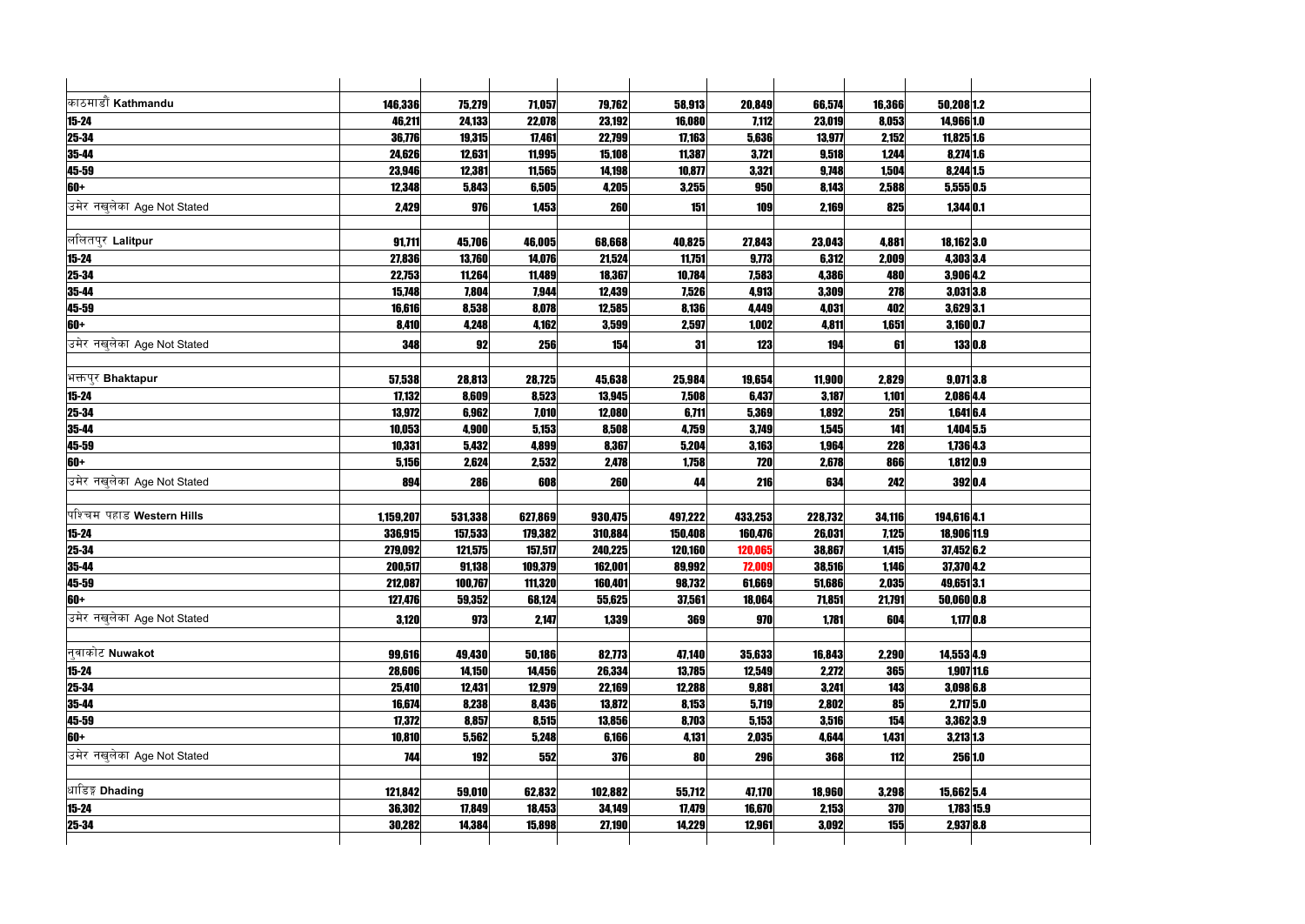| | | | | | | | | | | |
|---|---|---|---|---|---|---|---|---|---|---|
| काठमाडौं **Kathmandu** | 146,336 | 75,279 | 71,057 | 79,762 | 58,913 | 20,849 | 66,574 | 16,366 | 50,208 | 1.2 |
| 15-24 | 46,211 | 24,133 | 22,078 | 23,192 | 16,080 | 7,112 | 23,019 | 8,053 | 14,966 | 1.0 |
| 25-34 | 36,776 | 19,315 | 17,461 | 22,799 | 17,163 | 5,636 | 13,977 | 2,152 | 11,825 | 1.6 |
| 35-44 | 24,626 | 12,631 | 11,995 | 15,108 | 11,387 | 3,721 | 9,518 | 1,244 | 8,274 | 1.6 |
| 45-59 | 23,946 | 12,381 | 11,565 | 14,198 | 10,877 | 3,321 | 9,748 | 1,504 | 8,244 | 1.5 |
| 60+ | 12,348 | 5,843 | 6,505 | 4,205 | 3,255 | 950 | 8,143 | 2,588 | 5,555 | 0.5 |
| उमेर नखुलेका Age Not Stated | 2,429 | 976 | 1,453 | 260 | 151 | 109 | 2,169 | 825 | 1,344 | 0.1 |
| | | | | | | | | | | |
| ललितपुर **Lalitpur** | 91,711 | 45,706 | 46,005 | 68,668 | 40,825 | 27,843 | 23,043 | 4,881 | 18,162 | 3.0 |
| 15-24 | 27,836 | 13,760 | 14,076 | 21,524 | 11,751 | 9,773 | 6,312 | 2,009 | 4,303 | 3.4 |
| 25-34 | 22,753 | 11,264 | 11,489 | 18,367 | 10,784 | 7,583 | 4,386 | 480 | 3,906 | 4.2 |
| 35-44 | 15,748 | 7,804 | 7,944 | 12,439 | 7,526 | 4,913 | 3,309 | 278 | 3,031 | 3.8 |
| 45-59 | 16,616 | 8,538 | 8,078 | 12,585 | 8,136 | 4,449 | 4,031 | 402 | 3,629 | 3.1 |
| 60+ | 8,410 | 4,248 | 4,162 | 3,599 | 2,597 | 1,002 | 4,811 | 1,651 | 3,160 | 0.7 |
| उमेर नखुलेका Age Not Stated | 348 | 92 | 256 | 154 | 31 | 123 | 194 | 61 | 133 | 0.8 |
| | | | | | | | | | | |
| भक्तपुर **Bhaktapur** | 57,538 | 28,813 | 28,725 | 45,638 | 25,984 | 19,654 | 11,900 | 2,829 | 9,071 | 3.8 |
| 15-24 | 17,132 | 8,609 | 8,523 | 13,945 | 7,508 | 6,437 | 3,187 | 1,101 | 2,086 | 4.4 |
| 25-34 | 13,972 | 6,962 | 7,010 | 12,080 | 6,711 | 5,369 | 1,892 | 251 | 1,641 | 6.4 |
| 35-44 | 10,053 | 4,900 | 5,153 | 8,508 | 4,759 | 3,749 | 1,545 | 141 | 1,404 | 5.5 |
| 45-59 | 10,331 | 5,432 | 4,899 | 8,367 | 5,204 | 3,163 | 1,964 | 228 | 1,736 | 4.3 |
| 60+ | 5,156 | 2,624 | 2,532 | 2,478 | 1,758 | 720 | 2,678 | 866 | 1,812 | 0.9 |
| उमेर नखुलेका Age Not Stated | 894 | 286 | 608 | 260 | 44 | 216 | 634 | 242 | 392 | 0.4 |
| | | | | | | | | | | |
| पश्चिम पहाड **Western Hills** | 1,159,207 | 531,338 | 627,869 | 930,475 | 497,222 | 433,253 | 228,732 | 34,116 | 194,616 | 4.1 |
| 15-24 | 336,915 | 157,533 | 179,382 | 310,884 | 150,408 | 160,476 | 26,031 | 7,125 | 18,906 | 11.9 |
| 25-34 | 279,092 | 121,575 | 157,517 | 240,225 | 120,160 | 120,065 | 38,867 | 1,415 | 37,452 | 6.2 |
| 35-44 | 200,517 | 91,138 | 109,379 | 162,001 | 89,992 | 72,009 | 38,516 | 1,146 | 37,370 | 4.2 |
| 45-59 | 212,087 | 100,767 | 111,320 | 160,401 | 98,732 | 61,669 | 51,686 | 2,035 | 49,651 | 3.1 |
| 60+ | 127,476 | 59,352 | 68,124 | 55,625 | 37,561 | 18,064 | 71,851 | 21,791 | 50,060 | 0.8 |
| उमेर नखुलेका Age Not Stated | 3,120 | 973 | 2,147 | 1,339 | 369 | 970 | 1,781 | 604 | 1,177 | 0.8 |
| | | | | | | | | | | |
| नुवाकोट **Nuwakot** | 99,616 | 49,430 | 50,186 | 82,773 | 47,140 | 35,633 | 16,843 | 2,290 | 14,553 | 4.9 |
| 15-24 | 28,606 | 14,150 | 14,456 | 26,334 | 13,785 | 12,549 | 2,272 | 365 | 1,907 | 11.6 |
| 25-34 | 25,410 | 12,431 | 12,979 | 22,169 | 12,288 | 9,881 | 3,241 | 143 | 3,098 | 6.8 |
| 35-44 | 16,674 | 8,238 | 8,436 | 13,872 | 8,153 | 5,719 | 2,802 | 85 | 2,717 | 5.0 |
| 45-59 | 17,372 | 8,857 | 8,515 | 13,856 | 8,703 | 5,153 | 3,516 | 154 | 3,362 | 3.9 |
| 60+ | 10,810 | 5,562 | 5,248 | 6,166 | 4,131 | 2,035 | 4,644 | 1,431 | 3,213 | 1.3 |
| उमेर नखुलेका Age Not Stated | 744 | 192 | 552 | 376 | 80 | 296 | 368 | 112 | 256 | 1.0 |
| | | | | | | | | | | |
| धाडिङ **Dhading** | 121,842 | 59,010 | 62,832 | 102,882 | 55,712 | 47,170 | 18,960 | 3,298 | 15,662 | 5.4 |
| 15-24 | 36,302 | 17,849 | 18,453 | 34,149 | 17,479 | 16,670 | 2,153 | 370 | 1,783 | 15.9 |
| 25-34 | 30,282 | 14,384 | 15,898 | 27,190 | 14,229 | 12,961 | 3,092 | 155 | 2,937 | 8.8 |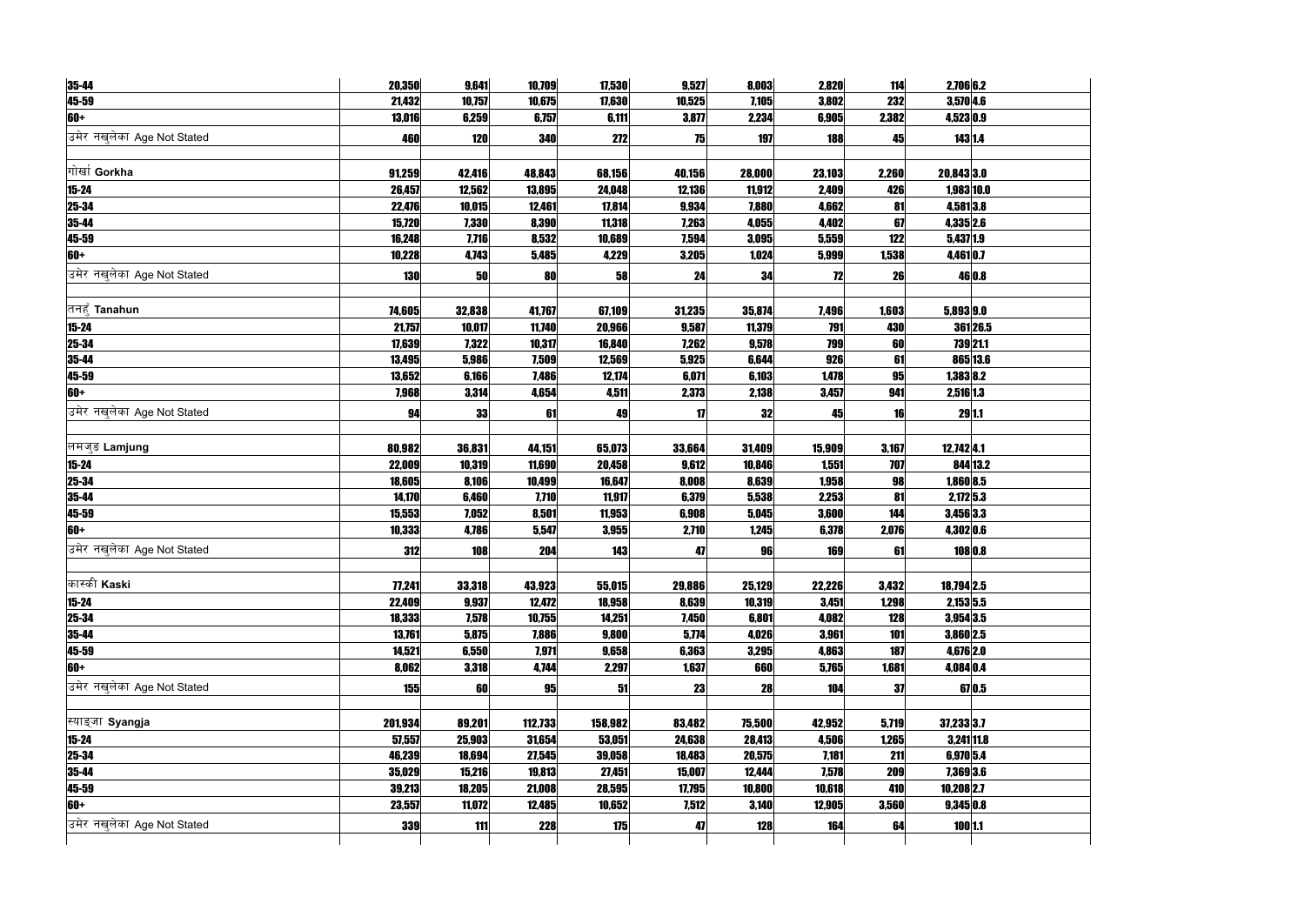| | | | | | | | | | | |
|---|---|---|---|---|---|---|---|---|---|---|
| 35-44 | 20,350 | 9,641 | 10,709 | 17,530 | 9,527 | 8,003 | 2,820 | 114 | 2,706 | 6.2 |
| 45-59 | 21,432 | 10,757 | 10,675 | 17,630 | 10,525 | 7,105 | 3,802 | 232 | 3,570 | 4.6 |
| 60+ | 13,016 | 6,259 | 6,757 | 6,111 | 3,877 | 2,234 | 6,905 | 2,382 | 4,523 | 0.9 |
| उमेर नखुलेका Age Not Stated | 460 | 120 | 340 | 272 | 75 | 197 | 188 | 45 | 143 | 1.4 |
| | | | | | | | | | | |
| गोर्खा **Gorkha** | 91,259 | 42,416 | 48,843 | 68,156 | 40,156 | 28,000 | 23,103 | 2,260 | 20,843 | 3.0 |
| 15-24 | 26,457 | 12,562 | 13,895 | 24,048 | 12,136 | 11,912 | 2,409 | 426 | 1,983 | 10.0 |
| 25-34 | 22,476 | 10,015 | 12,461 | 17,814 | 9,934 | 7,880 | 4,662 | 81 | 4,581 | 3.8 |
| 35-44 | 15,720 | 7,330 | 8,390 | 11,318 | 7,263 | 4,055 | 4,402 | 67 | 4,335 | 2.6 |
| 45-59 | 16,248 | 7,716 | 8,532 | 10,689 | 7,594 | 3,095 | 5,559 | 122 | 5,437 | 1.9 |
| 60+ | 10,228 | 4,743 | 5,485 | 4,229 | 3,205 | 1,024 | 5,999 | 1,538 | 4,461 | 0.7 |
| उमेर नखुलेका Age Not Stated | 130 | 50 | 80 | 58 | 24 | 34 | 72 | 26 | 46 | 0.8 |
| | | | | | | | | | | |
| तनहुँ **Tanahun** | 74,605 | 32,838 | 41,767 | 67,109 | 31,235 | 35,874 | 7,496 | 1,603 | 5,893 | 9.0 |
| 15-24 | 21,757 | 10,017 | 11,740 | 20,966 | 9,587 | 11,379 | 791 | 430 | 361 | 26.5 |
| 25-34 | 17,639 | 7,322 | 10,317 | 16,840 | 7,262 | 9,578 | 799 | 60 | 739 | 21.1 |
| 35-44 | 13,495 | 5,986 | 7,509 | 12,569 | 5,925 | 6,644 | 926 | 61 | 865 | 13.6 |
| 45-59 | 13,652 | 6,166 | 7,486 | 12,174 | 6,071 | 6,103 | 1,478 | 95 | 1,383 | 8.2 |
| 60+ | 7,968 | 3,314 | 4,654 | 4,511 | 2,373 | 2,138 | 3,457 | 941 | 2,516 | 1.3 |
| उमेर नखुलेका Age Not Stated | 94 | 33 | 61 | 49 | 17 | 32 | 45 | 16 | 29 | 1.1 |
| | | | | | | | | | | |
| लमजुङ **Lamjung** | 80,982 | 36,831 | 44,151 | 65,073 | 33,664 | 31,409 | 15,909 | 3,167 | 12,742 | 4.1 |
| 15-24 | 22,009 | 10,319 | 11,690 | 20,458 | 9,612 | 10,846 | 1,551 | 707 | 844 | 13.2 |
| 25-34 | 18,605 | 8,106 | 10,499 | 16,647 | 8,008 | 8,639 | 1,958 | 98 | 1,860 | 8.5 |
| 35-44 | 14,170 | 6,460 | 7,710 | 11,917 | 6,379 | 5,538 | 2,253 | 81 | 2,172 | 5.3 |
| 45-59 | 15,553 | 7,052 | 8,501 | 11,953 | 6,908 | 5,045 | 3,600 | 144 | 3,456 | 3.3 |
| 60+ | 10,333 | 4,786 | 5,547 | 3,955 | 2,710 | 1,245 | 6,378 | 2,076 | 4,302 | 0.6 |
| उमेर नखुलेका Age Not Stated | 312 | 108 | 204 | 143 | 47 | 96 | 169 | 61 | 108 | 0.8 |
| | | | | | | | | | | |
| कास्की **Kaski** | 77,241 | 33,318 | 43,923 | 55,015 | 29,886 | 25,129 | 22,226 | 3,432 | 18,794 | 2.5 |
| 15-24 | 22,409 | 9,937 | 12,472 | 18,958 | 8,639 | 10,319 | 3,451 | 1,298 | 2,153 | 5.5 |
| 25-34 | 18,333 | 7,578 | 10,755 | 14,251 | 7,450 | 6,801 | 4,082 | 128 | 3,954 | 3.5 |
| 35-44 | 13,761 | 5,875 | 7,886 | 9,800 | 5,774 | 4,026 | 3,961 | 101 | 3,860 | 2.5 |
| 45-59 | 14,521 | 6,550 | 7,971 | 9,658 | 6,363 | 3,295 | 4,863 | 187 | 4,676 | 2.0 |
| 60+ | 8,062 | 3,318 | 4,744 | 2,297 | 1,637 | 660 | 5,765 | 1,681 | 4,084 | 0.4 |
| उमेर नखुलेका Age Not Stated | 155 | 60 | 95 | 51 | 23 | 28 | 104 | 37 | 67 | 0.5 |
| | | | | | | | | | | |
| स्याङ्जा **Syangja** | 201,934 | 89,201 | 112,733 | 158,982 | 83,482 | 75,500 | 42,952 | 5,719 | 37,233 | 3.7 |
| 15-24 | 57,557 | 25,903 | 31,654 | 53,051 | 24,638 | 28,413 | 4,506 | 1,265 | 3,241 | 11.8 |
| 25-34 | 46,239 | 18,694 | 27,545 | 39,058 | 18,483 | 20,575 | 7,181 | 211 | 6,970 | 5.4 |
| 35-44 | 35,029 | 15,216 | 19,813 | 27,451 | 15,007 | 12,444 | 7,578 | 209 | 7,369 | 3.6 |
| 45-59 | 39,213 | 18,205 | 21,008 | 28,595 | 17,795 | 10,800 | 10,618 | 410 | 10,208 | 2.7 |
| 60+ | 23,557 | 11,072 | 12,485 | 10,652 | 7,512 | 3,140 | 12,905 | 3,560 | 9,345 | 0.8 |
| उमेर नखुलेका Age Not Stated | 339 | 111 | 228 | 175 | 47 | 128 | 164 | 64 | 100 | 1.1 |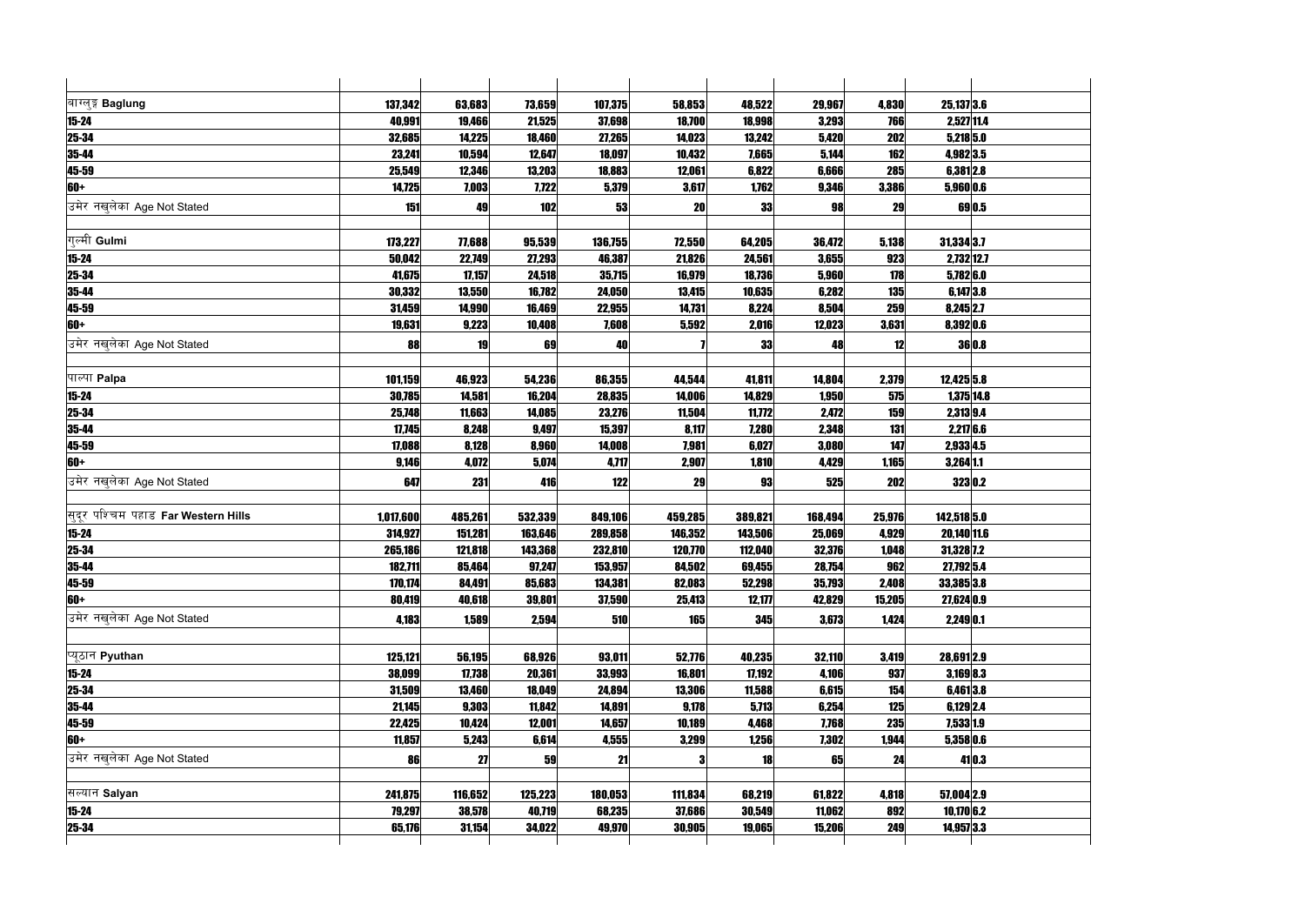| | | | | | | | | | | |
|---|---|---|---|---|---|---|---|---|---|---|
| बाग्लुङ Baglung | 137,342 | 63,683 | 73,659 | 107,375 | 58,853 | 48,522 | 29,967 | 4,830 | 25,137 | 3.6 |
| 15-24 | 40,991 | 19,466 | 21,525 | 37,698 | 18,700 | 18,998 | 3,293 | 766 | 2,527 | 11.4 |
| 25-34 | 32,685 | 14,225 | 18,460 | 27,265 | 14,023 | 13,242 | 5,420 | 202 | 5,218 | 5.0 |
| 35-44 | 23,241 | 10,594 | 12,647 | 18,097 | 10,432 | 7,665 | 5,144 | 162 | 4,982 | 3.5 |
| 45-59 | 25,549 | 12,346 | 13,203 | 18,883 | 12,061 | 6,822 | 6,666 | 285 | 6,381 | 2.8 |
| 60+ | 14,725 | 7,003 | 7,722 | 5,379 | 3,617 | 1,762 | 9,346 | 3,386 | 5,960 | 0.6 |
| उमेर नखुलेका Age Not Stated | 151 | 49 | 102 | 53 | 20 | 33 | 98 | 29 | 69 | 0.5 |
| | | | | | | | | | | |
| गुल्मी Gulmi | 173,227 | 77,688 | 95,539 | 136,755 | 72,550 | 64,205 | 36,472 | 5,138 | 31,334 | 3.7 |
| 15-24 | 50,042 | 22,749 | 27,293 | 46,387 | 21,826 | 24,561 | 3,655 | 923 | 2,732 | 12.7 |
| 25-34 | 41,675 | 17,157 | 24,518 | 35,715 | 16,979 | 18,736 | 5,960 | 178 | 5,782 | 6.0 |
| 35-44 | 30,332 | 13,550 | 16,782 | 24,050 | 13,415 | 10,635 | 6,282 | 135 | 6,147 | 3.8 |
| 45-59 | 31,459 | 14,990 | 16,469 | 22,955 | 14,731 | 8,224 | 8,504 | 259 | 8,245 | 2.7 |
| 60+ | 19,631 | 9,223 | 10,408 | 7,608 | 5,592 | 2,016 | 12,023 | 3,631 | 8,392 | 0.6 |
| उमेर नखुलेका Age Not Stated | 88 | 19 | 69 | 40 | 7 | 33 | 48 | 12 | 36 | 0.8 |
| | | | | | | | | | | |
| पाल्पा Palpa | 101,159 | 46,923 | 54,236 | 86,355 | 44,544 | 41,811 | 14,804 | 2,379 | 12,425 | 5.8 |
| 15-24 | 30,785 | 14,581 | 16,204 | 28,835 | 14,006 | 14,829 | 1,950 | 575 | 1,375 | 14.8 |
| 25-34 | 25,748 | 11,663 | 14,085 | 23,276 | 11,504 | 11,772 | 2,472 | 159 | 2,313 | 9.4 |
| 35-44 | 17,745 | 8,248 | 9,497 | 15,397 | 8,117 | 7,280 | 2,348 | 131 | 2,217 | 6.6 |
| 45-59 | 17,088 | 8,128 | 8,960 | 14,008 | 7,981 | 6,027 | 3,080 | 147 | 2,933 | 4.5 |
| 60+ | 9,146 | 4,072 | 5,074 | 4,717 | 2,907 | 1,810 | 4,429 | 1,165 | 3,264 | 1.1 |
| उमेर नखुलेका Age Not Stated | 647 | 231 | 416 | 122 | 29 | 93 | 525 | 202 | 323 | 0.2 |
| | | | | | | | | | | |
| सुदूर पश्चिम पहाड Far Western Hills | 1,017,600 | 485,261 | 532,339 | 849,106 | 459,285 | 389,821 | 168,494 | 25,976 | 142,518 | 5.0 |
| 15-24 | 314,927 | 151,281 | 163,646 | 289,858 | 146,352 | 143,506 | 25,069 | 4,929 | 20,140 | 11.6 |
| 25-34 | 265,186 | 121,818 | 143,368 | 232,810 | 120,770 | 112,040 | 32,376 | 1,048 | 31,328 | 7.2 |
| 35-44 | 182,711 | 85,464 | 97,247 | 153,957 | 84,502 | 69,455 | 28,754 | 962 | 27,792 | 5.4 |
| 45-59 | 170,174 | 84,491 | 85,683 | 134,381 | 82,083 | 52,298 | 35,793 | 2,408 | 33,385 | 3.8 |
| 60+ | 80,419 | 40,618 | 39,801 | 37,590 | 25,413 | 12,177 | 42,829 | 15,205 | 27,624 | 0.9 |
| उमेर नखुलेका Age Not Stated | 4,183 | 1,589 | 2,594 | 510 | 165 | 345 | 3,673 | 1,424 | 2,249 | 0.1 |
| | | | | | | | | | | |
| प्युठान Pyuthan | 125,121 | 56,195 | 68,926 | 93,011 | 52,776 | 40,235 | 32,110 | 3,419 | 28,691 | 2.9 |
| 15-24 | 38,099 | 17,738 | 20,361 | 33,993 | 16,801 | 17,192 | 4,106 | 937 | 3,169 | 8.3 |
| 25-34 | 31,509 | 13,460 | 18,049 | 24,894 | 13,306 | 11,588 | 6,615 | 154 | 6,461 | 3.8 |
| 35-44 | 21,145 | 9,303 | 11,842 | 14,891 | 9,178 | 5,713 | 6,254 | 125 | 6,129 | 2.4 |
| 45-59 | 22,425 | 10,424 | 12,001 | 14,657 | 10,189 | 4,468 | 7,768 | 235 | 7,533 | 1.9 |
| 60+ | 11,857 | 5,243 | 6,614 | 4,555 | 3,299 | 1,256 | 7,302 | 1,944 | 5,358 | 0.6 |
| उमेर नखुलेका Age Not Stated | 86 | 27 | 59 | 21 | 3 | 18 | 65 | 24 | 41 | 0.3 |
| | | | | | | | | | | |
| सल्यान Salyan | 241,875 | 116,652 | 125,223 | 180,053 | 111,834 | 68,219 | 61,822 | 4,818 | 57,004 | 2.9 |
| 15-24 | 79,297 | 38,578 | 40,719 | 68,235 | 37,686 | 30,549 | 11,062 | 892 | 10,170 | 6.2 |
| 25-34 | 65,176 | 31,154 | 34,022 | 49,970 | 30,905 | 19,065 | 15,206 | 249 | 14,957 | 3.3 |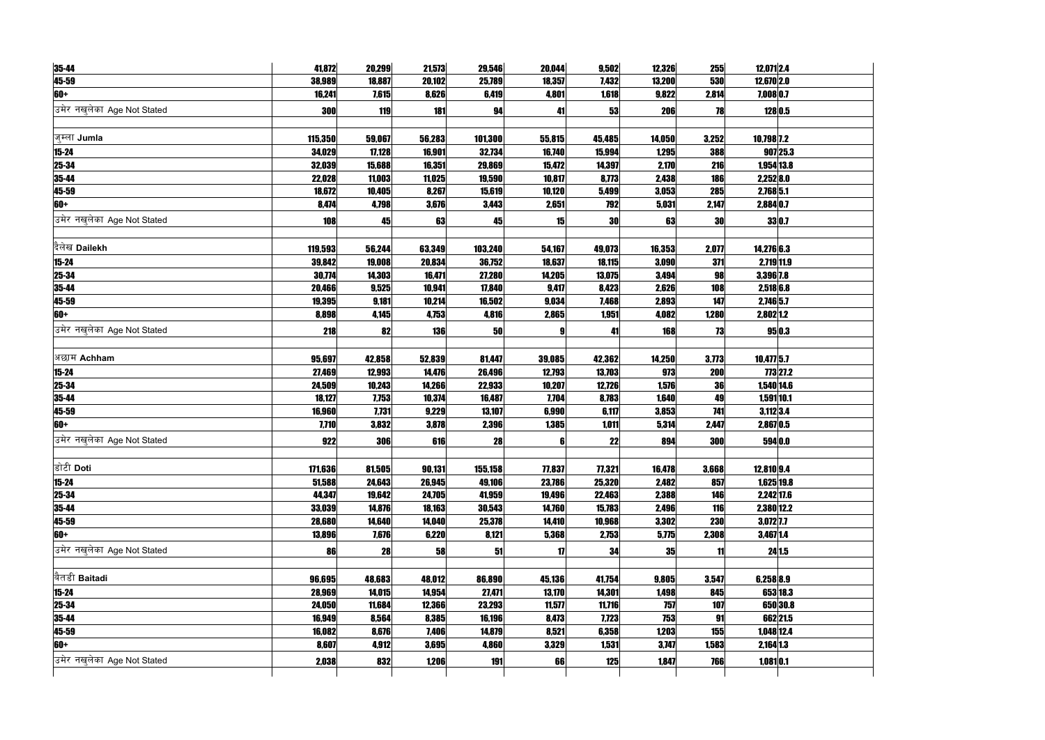| | | | | | | | | | | |
|---|---|---|---|---|---|---|---|---|---|---|
| 35-44 | 41,872 | 20,299 | 21,573 | 29,546 | 20,044 | 9,502 | 12,326 | 255 | 12,071 | 2.4 |
| 45-59 | 38,989 | 18,887 | 20,102 | 25,789 | 18,357 | 7,432 | 13,200 | 530 | 12,670 | 2.0 |
| 60+ | 16,241 | 7,615 | 8,626 | 6,419 | 4,801 | 1,618 | 9,822 | 2,814 | 7,008 | 0.7 |
| उमेर नखुलेका Age Not Stated | 300 | 119 | 181 | 94 | 41 | 53 | 206 | 78 | 128 | 0.5 |
| | | | | | | | | | | |
| जुम्ला Jumla | 115,350 | 59,067 | 56,283 | 101,300 | 55,815 | 45,485 | 14,050 | 3,252 | 10,798 | 7.2 |
| 15-24 | 34,029 | 17,128 | 16,901 | 32,734 | 16,740 | 15,994 | 1,295 | 388 | 907 | 25.3 |
| 25-34 | 32,039 | 15,688 | 16,351 | 29,869 | 15,472 | 14,397 | 2,170 | 216 | 1,954 | 13.8 |
| 35-44 | 22,028 | 11,003 | 11,025 | 19,590 | 10,817 | 8,773 | 2,438 | 186 | 2,252 | 8.0 |
| 45-59 | 18,672 | 10,405 | 8,267 | 15,619 | 10,120 | 5,499 | 3,053 | 285 | 2,768 | 5.1 |
| 60+ | 8,474 | 4,798 | 3,676 | 3,443 | 2,651 | 792 | 5,031 | 2,147 | 2,884 | 0.7 |
| उमेर नखुलेका Age Not Stated | 108 | 45 | 63 | 45 | 15 | 30 | 63 | 30 | 33 | 0.7 |
| | | | | | | | | | | |
| दैलेख Dailekh | 119,593 | 56,244 | 63,349 | 103,240 | 54,167 | 49,073 | 16,353 | 2,077 | 14,276 | 6.3 |
| 15-24 | 39,842 | 19,008 | 20,834 | 36,752 | 18,637 | 18,115 | 3,090 | 371 | 2,719 | 11.9 |
| 25-34 | 30,774 | 14,303 | 16,471 | 27,280 | 14,205 | 13,075 | 3,494 | 98 | 3,396 | 7.8 |
| 35-44 | 20,466 | 9,525 | 10,941 | 17,840 | 9,417 | 8,423 | 2,626 | 108 | 2,518 | 6.8 |
| 45-59 | 19,395 | 9,181 | 10,214 | 16,502 | 9,034 | 7,468 | 2,893 | 147 | 2,746 | 5.7 |
| 60+ | 8,898 | 4,145 | 4,753 | 4,816 | 2,865 | 1,951 | 4,082 | 1,280 | 2,802 | 1.2 |
| उमेर नखुलेका Age Not Stated | 218 | 82 | 136 | 50 | 9 | 41 | 168 | 73 | 95 | 0.3 |
| | | | | | | | | | | |
| अछाम Achham | 95,697 | 42,858 | 52,839 | 81,447 | 39,085 | 42,362 | 14,250 | 3,773 | 10,477 | 5.7 |
| 15-24 | 27,469 | 12,993 | 14,476 | 26,496 | 12,793 | 13,703 | 973 | 200 | 773 | 27.2 |
| 25-34 | 24,509 | 10,243 | 14,266 | 22,933 | 10,207 | 12,726 | 1,576 | 36 | 1,540 | 14.6 |
| 35-44 | 18,127 | 7,753 | 10,374 | 16,487 | 7,704 | 8,783 | 1,640 | 49 | 1,591 | 10.1 |
| 45-59 | 16,960 | 7,731 | 9,229 | 13,107 | 6,990 | 6,117 | 3,853 | 741 | 3,112 | 3.4 |
| 60+ | 7,710 | 3,832 | 3,878 | 2,396 | 1,385 | 1,011 | 5,314 | 2,447 | 2,867 | 0.5 |
| उमेर नखुलेका Age Not Stated | 922 | 306 | 616 | 28 | 6 | 22 | 894 | 300 | 594 | 0.0 |
| | | | | | | | | | | |
| डोटी Doti | 171,636 | 81,505 | 90,131 | 155,158 | 77,837 | 77,321 | 16,478 | 3,668 | 12,810 | 9.4 |
| 15-24 | 51,588 | 24,643 | 26,945 | 49,106 | 23,786 | 25,320 | 2,482 | 857 | 1,625 | 19.8 |
| 25-34 | 44,347 | 19,642 | 24,705 | 41,959 | 19,496 | 22,463 | 2,388 | 146 | 2,242 | 17.6 |
| 35-44 | 33,039 | 14,876 | 18,163 | 30,543 | 14,760 | 15,783 | 2,496 | 116 | 2,380 | 12.2 |
| 45-59 | 28,680 | 14,640 | 14,040 | 25,378 | 14,410 | 10,968 | 3,302 | 230 | 3,072 | 7.7 |
| 60+ | 13,896 | 7,676 | 6,220 | 8,121 | 5,368 | 2,753 | 5,775 | 2,308 | 3,467 | 1.4 |
| उमेर नखुलेका Age Not Stated | 86 | 28 | 58 | 51 | 17 | 34 | 35 | 11 | 24 | 1.5 |
| | | | | | | | | | | |
| बैतडी Baitadi | 96,695 | 48,683 | 48,012 | 86,890 | 45,136 | 41,754 | 9,805 | 3,547 | 6,258 | 8.9 |
| 15-24 | 28,969 | 14,015 | 14,954 | 27,471 | 13,170 | 14,301 | 1,498 | 845 | 653 | 18.3 |
| 25-34 | 24,050 | 11,684 | 12,366 | 23,293 | 11,577 | 11,716 | 757 | 107 | 650 | 30.8 |
| 35-44 | 16,949 | 8,564 | 8,385 | 16,196 | 8,473 | 7,723 | 753 | 91 | 662 | 21.5 |
| 45-59 | 16,082 | 8,676 | 7,406 | 14,879 | 8,521 | 6,358 | 1,203 | 155 | 1,048 | 12.4 |
| 60+ | 8,607 | 4,912 | 3,695 | 4,860 | 3,329 | 1,531 | 3,747 | 1,583 | 2,164 | 1.3 |
| उमेर नखुलेका Age Not Stated | 2,038 | 832 | 1,206 | 191 | 66 | 125 | 1,847 | 766 | 1,081 | 0.1 |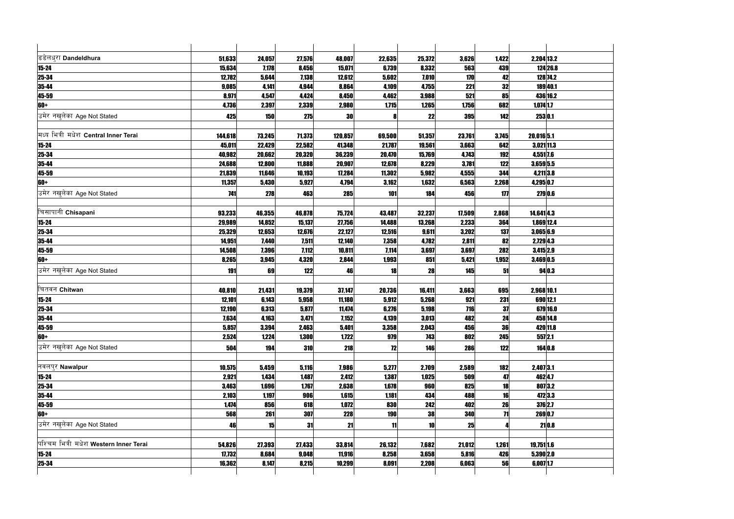| | | | | | | | | | | |
|---|---|---|---|---|---|---|---|---|---|---|
| डडेलधुरा **Dandeldhura** | 51,633 | 24,057 | 27,576 | 48,007 | 22,635 | 25,372 | 3,626 | 1,422 | 2,204 | 13.2 |
| 15-24 | 15,634 | 7,178 | 8,456 | 15,071 | 6,739 | 8,332 | 563 | 439 | 124 | 26.8 |
| 25-34 | 12,782 | 5,644 | 7,138 | 12,612 | 5,602 | 7,010 | 170 | 42 | 128 | 74.2 |
| 35-44 | 9,085 | 4,141 | 4,944 | 8,864 | 4,109 | 4,755 | 221 | 32 | 189 | 40.1 |
| 45-59 | 8,971 | 4,547 | 4,424 | 8,450 | 4,462 | 3,988 | 521 | 85 | 436 | 16.2 |
| 60+ | 4,736 | 2,397 | 2,339 | 2,980 | 1,715 | 1,265 | 1,756 | 682 | 1,074 | 1.7 |
| उमेर नखुलेका Age Not Stated | 425 | 150 | 275 | 30 | 8 | 22 | 395 | 142 | 253 | 0.1 |
| | | | | | | | | | | |
| मध्य भित्री मधेश **Central Inner Terai** | 144,618 | 73,245 | 71,373 | 120,857 | 69,500 | 51,357 | 23,761 | 3,745 | 20,016 | 5.1 |
| 15-24 | 45,011 | 22,429 | 22,582 | 41,348 | 21,787 | 19,561 | 3,663 | 642 | 3,021 | 11.3 |
| 25-34 | 40,982 | 20,662 | 20,320 | 36,239 | 20,470 | 15,769 | 4,743 | 192 | 4,551 | 7.6 |
| 35-44 | 24,688 | 12,800 | 11,888 | 20,907 | 12,678 | 8,229 | 3,781 | 122 | 3,659 | 5.5 |
| 45-59 | 21,839 | 11,646 | 10,193 | 17,284 | 11,302 | 5,982 | 4,555 | 344 | 4,211 | 3.8 |
| 60+ | 11,357 | 5,430 | 5,927 | 4,794 | 3,162 | 1,632 | 6,563 | 2,268 | 4,295 | 0.7 |
| उमेर नखुलेका Age Not Stated | 741 | 278 | 463 | 285 | 101 | 184 | 456 | 177 | 279 | 0.6 |
| | | | | | | | | | | |
| चिसापानी **Chisapani** | 93,233 | 46,355 | 46,878 | 75,724 | 43,487 | 32,237 | 17,509 | 2,868 | 14,641 | 4.3 |
| 15-24 | 29,989 | 14,852 | 15,137 | 27,756 | 14,488 | 13,268 | 2,233 | 364 | 1,869 | 12.4 |
| 25-34 | 25,329 | 12,653 | 12,676 | 22,127 | 12,516 | 9,611 | 3,202 | 137 | 3,065 | 6.9 |
| 35-44 | 14,951 | 7,440 | 7,511 | 12,140 | 7,358 | 4,782 | 2,811 | 82 | 2,729 | 4.3 |
| 45-59 | 14,508 | 7,396 | 7,112 | 10,811 | 7,114 | 3,697 | 3,697 | 282 | 3,415 | 2.9 |
| 60+ | 8,265 | 3,945 | 4,320 | 2,844 | 1,993 | 851 | 5,421 | 1,952 | 3,469 | 0.5 |
| उमेर नखुलेका Age Not Stated | 191 | 69 | 122 | 46 | 18 | 28 | 145 | 51 | 94 | 0.3 |
| | | | | | | | | | | |
| चितवन **Chitwan** | 40,810 | 21,431 | 19,379 | 37,147 | 20,736 | 16,411 | 3,663 | 695 | 2,968 | 10.1 |
| 15-24 | 12,101 | 6,143 | 5,958 | 11,180 | 5,912 | 5,268 | 921 | 231 | 690 | 12.1 |
| 25-34 | 12,190 | 6,313 | 5,877 | 11,474 | 6,276 | 5,198 | 716 | 37 | 679 | 16.0 |
| 35-44 | 7,634 | 4,163 | 3,471 | 7,152 | 4,139 | 3,013 | 482 | 24 | 458 | 14.8 |
| 45-59 | 5,857 | 3,394 | 2,463 | 5,401 | 3,358 | 2,043 | 456 | 36 | 420 | 11.8 |
| 60+ | 2,524 | 1,224 | 1,300 | 1,722 | 979 | 743 | 802 | 245 | 557 | 2.1 |
| उमेर नखुलेका Age Not Stated | 504 | 194 | 310 | 218 | 72 | 146 | 286 | 122 | 164 | 0.8 |
| | | | | | | | | | | |
| नवलपुर **Nawalpur** | 10,575 | 5,459 | 5,116 | 7,986 | 5,277 | 2,709 | 2,589 | 182 | 2,407 | 3.1 |
| 15-24 | 2,921 | 1,434 | 1,487 | 2,412 | 1,387 | 1,025 | 509 | 47 | 462 | 4.7 |
| 25-34 | 3,463 | 1,696 | 1,767 | 2,638 | 1,678 | 960 | 825 | 18 | 807 | 3.2 |
| 35-44 | 2,103 | 1,197 | 906 | 1,615 | 1,181 | 434 | 488 | 16 | 472 | 3.3 |
| 45-59 | 1,474 | 856 | 618 | 1,072 | 830 | 242 | 402 | 26 | 376 | 2.7 |
| 60+ | 568 | 261 | 307 | 228 | 190 | 38 | 340 | 71 | 269 | 0.7 |
| उमेर नखुलेका Age Not Stated | 46 | 15 | 31 | 21 | 11 | 10 | 25 | 4 | 21 | 0.8 |
| | | | | | | | | | | |
| पश्चिम भित्री मधेश **Western Inner Terai** | 54,826 | 27,393 | 27,433 | 33,814 | 26,132 | 7,682 | 21,012 | 1,261 | 19,751 | 1.6 |
| 15-24 | 17,732 | 8,684 | 9,048 | 11,916 | 8,258 | 3,658 | 5,816 | 426 | 5,390 | 2.0 |
| 25-34 | 16,362 | 8,147 | 8,215 | 10,299 | 8,091 | 2,208 | 6,063 | 56 | 6,007 | 1.7 |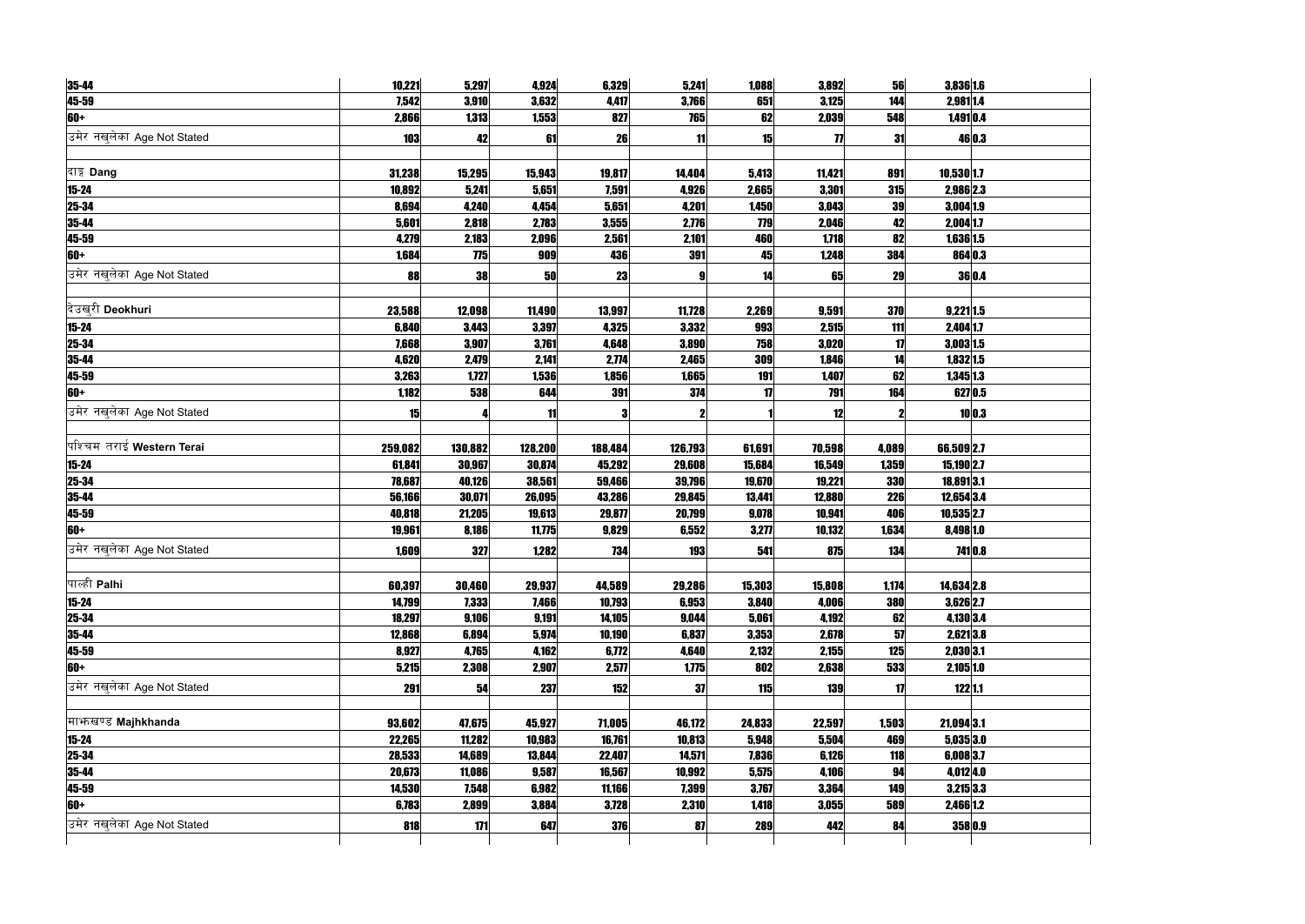| | | | | | | | | | | |
|---|---|---|---|---|---|---|---|---|---|---|
| 35-44 | 10,221 | 5,297 | 4,924 | 6,329 | 5,241 | 1,088 | 3,892 | 56 | 3,836 | 1.6 |
| 45-59 | 7,542 | 3,910 | 3,632 | 4,417 | 3,766 | 651 | 3,125 | 144 | 2,981 | 1.4 |
| 60+ | 2,866 | 1,313 | 1,553 | 827 | 765 | 62 | 2,039 | 548 | 1,491 | 0.4 |
| उमेर नखुलेका Age Not Stated | 103 | 42 | 61 | 26 | 11 | 15 | 77 | 31 | 46 | 0.3 |
| | | | | | | | | | | |
| दाङ Dang | 31,238 | 15,295 | 15,943 | 19,817 | 14,404 | 5,413 | 11,421 | 891 | 10,530 | 1.7 |
| 15-24 | 10,892 | 5,241 | 5,651 | 7,591 | 4,926 | 2,665 | 3,301 | 315 | 2,986 | 2.3 |
| 25-34 | 8,694 | 4,240 | 4,454 | 5,651 | 4,201 | 1,450 | 3,043 | 39 | 3,004 | 1.9 |
| 35-44 | 5,601 | 2,818 | 2,783 | 3,555 | 2,776 | 779 | 2,046 | 42 | 2,004 | 1.7 |
| 45-59 | 4,279 | 2,183 | 2,096 | 2,561 | 2,101 | 460 | 1,718 | 82 | 1,636 | 1.5 |
| 60+ | 1,684 | 775 | 909 | 436 | 391 | 45 | 1,248 | 384 | 864 | 0.3 |
| उमेर नखुलेका Age Not Stated | 88 | 38 | 50 | 23 | 9 | 14 | 65 | 29 | 36 | 0.4 |
| | | | | | | | | | | |
| देउखुरी Deokhuri | 23,588 | 12,098 | 11,490 | 13,997 | 11,728 | 2,269 | 9,591 | 370 | 9,221 | 1.5 |
| 15-24 | 6,840 | 3,443 | 3,397 | 4,325 | 3,332 | 993 | 2,515 | 111 | 2,404 | 1.7 |
| 25-34 | 7,668 | 3,907 | 3,761 | 4,648 | 3,890 | 758 | 3,020 | 17 | 3,003 | 1.5 |
| 35-44 | 4,620 | 2,479 | 2,141 | 2,774 | 2,465 | 309 | 1,846 | 14 | 1,832 | 1.5 |
| 45-59 | 3,263 | 1,727 | 1,536 | 1,856 | 1,665 | 191 | 1,407 | 62 | 1,345 | 1.3 |
| 60+ | 1,182 | 538 | 644 | 391 | 374 | 17 | 791 | 164 | 627 | 0.5 |
| उमेर नखुलेका Age Not Stated | 15 | 4 | 11 | 3 | 2 | 1 | 12 | 2 | 10 | 0.3 |
| | | | | | | | | | | |
| पश्चिम तराई Western Terai | 259,082 | 130,882 | 128,200 | 188,484 | 126,793 | 61,691 | 70,598 | 4,089 | 66,509 | 2.7 |
| 15-24 | 61,841 | 30,967 | 30,874 | 45,292 | 29,608 | 15,684 | 16,549 | 1,359 | 15,190 | 2.7 |
| 25-34 | 78,687 | 40,126 | 38,561 | 59,466 | 39,796 | 19,670 | 19,221 | 330 | 18,891 | 3.1 |
| 35-44 | 56,166 | 30,071 | 26,095 | 43,286 | 29,845 | 13,441 | 12,880 | 226 | 12,654 | 3.4 |
| 45-59 | 40,818 | 21,205 | 19,613 | 29,877 | 20,799 | 9,078 | 10,941 | 406 | 10,535 | 2.7 |
| 60+ | 19,961 | 8,186 | 11,775 | 9,829 | 6,552 | 3,277 | 10,132 | 1,634 | 8,498 | 1.0 |
| उमेर नखुलेका Age Not Stated | 1,609 | 327 | 1,282 | 734 | 193 | 541 | 875 | 134 | 741 | 0.8 |
| | | | | | | | | | | |
| पाल्ही Palhi | 60,397 | 30,460 | 29,937 | 44,589 | 29,286 | 15,303 | 15,808 | 1,174 | 14,634 | 2.8 |
| 15-24 | 14,799 | 7,333 | 7,466 | 10,793 | 6,953 | 3,840 | 4,006 | 380 | 3,626 | 2.7 |
| 25-34 | 18,297 | 9,106 | 9,191 | 14,105 | 9,044 | 5,061 | 4,192 | 62 | 4,130 | 3.4 |
| 35-44 | 12,868 | 6,894 | 5,974 | 10,190 | 6,837 | 3,353 | 2,678 | 57 | 2,621 | 3.8 |
| 45-59 | 8,927 | 4,765 | 4,162 | 6,772 | 4,640 | 2,132 | 2,155 | 125 | 2,030 | 3.1 |
| 60+ | 5,215 | 2,308 | 2,907 | 2,577 | 1,775 | 802 | 2,638 | 533 | 2,105 | 1.0 |
| उमेर नखुलेका Age Not Stated | 291 | 54 | 237 | 152 | 37 | 115 | 139 | 17 | 122 | 1.1 |
| | | | | | | | | | | |
| माझखण्ड Majhkhanda | 93,602 | 47,675 | 45,927 | 71,005 | 46,172 | 24,833 | 22,597 | 1,503 | 21,094 | 3.1 |
| 15-24 | 22,265 | 11,282 | 10,983 | 16,761 | 10,813 | 5,948 | 5,504 | 469 | 5,035 | 3.0 |
| 25-34 | 28,533 | 14,689 | 13,844 | 22,407 | 14,571 | 7,836 | 6,126 | 118 | 6,008 | 3.7 |
| 35-44 | 20,673 | 11,086 | 9,587 | 16,567 | 10,992 | 5,575 | 4,106 | 94 | 4,012 | 4.0 |
| 45-59 | 14,530 | 7,548 | 6,982 | 11,166 | 7,399 | 3,767 | 3,364 | 149 | 3,215 | 3.3 |
| 60+ | 6,783 | 2,899 | 3,884 | 3,728 | 2,310 | 1,418 | 3,055 | 589 | 2,466 | 1.2 |
| उमेर नखुलेका Age Not Stated | 818 | 171 | 647 | 376 | 87 | 289 | 442 | 84 | 358 | 0.9 |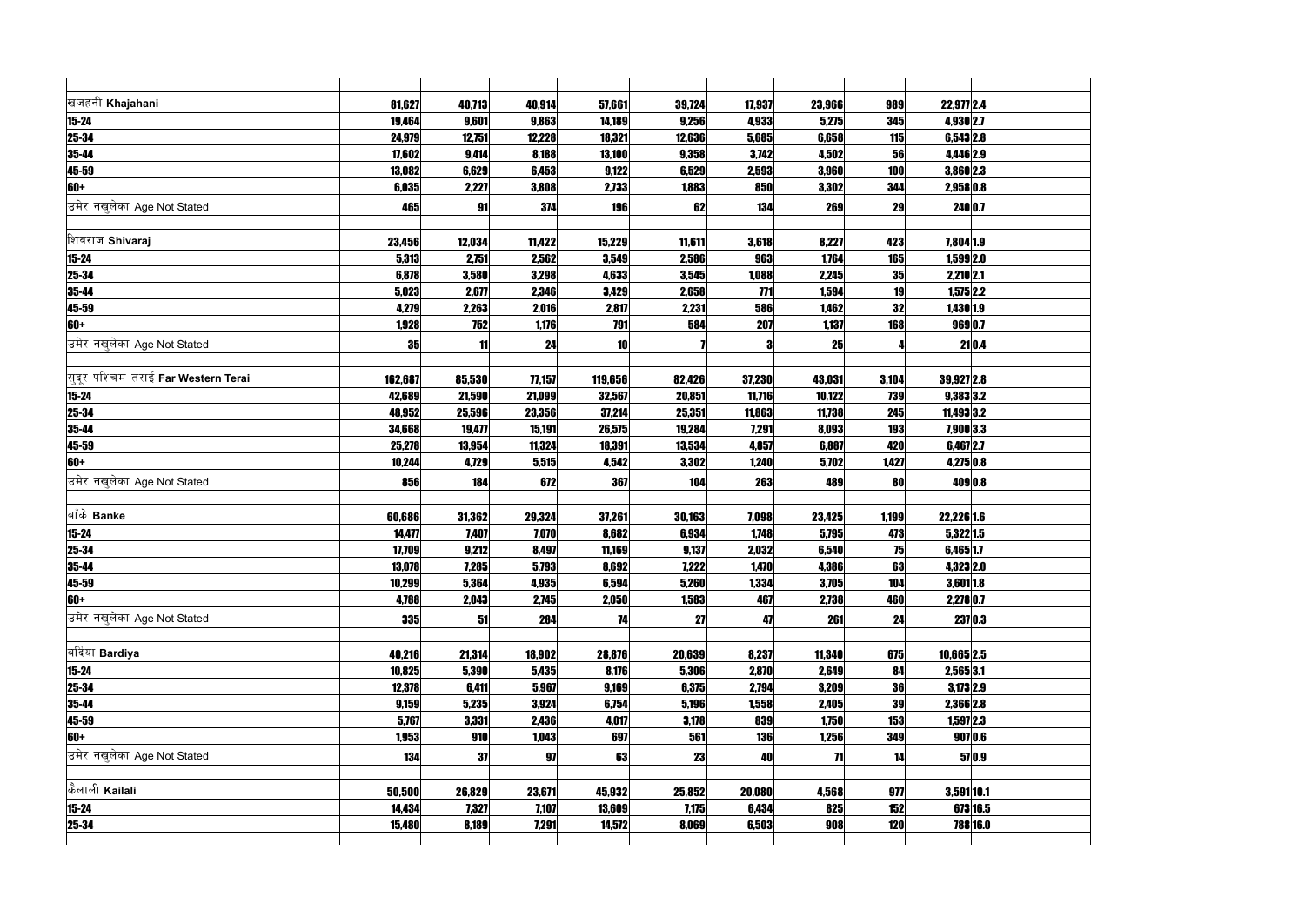| | | | | | | | | | | |
|---|---|---|---|---|---|---|---|---|---|---|
| खजहनी **Khajahani** | 81,627 | 40,713 | 40,914 | 57,661 | 39,724 | 17,937 | 23,966 | 989 | 22,977 | 2.4 |
| 15-24 | 19,464 | 9,601 | 9,863 | 14,189 | 9,256 | 4,933 | 5,275 | 345 | 4,930 | 2.7 |
| 25-34 | 24,979 | 12,751 | 12,228 | 18,321 | 12,636 | 5,685 | 6,658 | 115 | 6,543 | 2.8 |
| 35-44 | 17,602 | 9,414 | 8,188 | 13,100 | 9,358 | 3,742 | 4,502 | 56 | 4,446 | 2.9 |
| 45-59 | 13,082 | 6,629 | 6,453 | 9,122 | 6,529 | 2,593 | 3,960 | 100 | 3,860 | 2.3 |
| 60+ | 6,035 | 2,227 | 3,808 | 2,733 | 1,883 | 850 | 3,302 | 344 | 2,958 | 0.8 |
| उमेर नखुलेका Age Not Stated | 465 | 91 | 374 | 196 | 62 | 134 | 269 | 29 | 240 | 0.7 |
| | | | | | | | | | | |
| शिवराज **Shivaraj** | 23,456 | 12,034 | 11,422 | 15,229 | 11,611 | 3,618 | 8,227 | 423 | 7,804 | 1.9 |
| 15-24 | 5,313 | 2,751 | 2,562 | 3,549 | 2,586 | 963 | 1,764 | 165 | 1,599 | 2.0 |
| 25-34 | 6,878 | 3,580 | 3,298 | 4,633 | 3,545 | 1,088 | 2,245 | 35 | 2,210 | 2.1 |
| 35-44 | 5,023 | 2,677 | 2,346 | 3,429 | 2,658 | 771 | 1,594 | 19 | 1,575 | 2.2 |
| 45-59 | 4,279 | 2,263 | 2,016 | 2,817 | 2,231 | 586 | 1,462 | 32 | 1,430 | 1.9 |
| 60+ | 1,928 | 752 | 1,176 | 791 | 584 | 207 | 1,137 | 168 | 969 | 0.7 |
| उमेर नखुलेका Age Not Stated | 35 | 11 | 24 | 10 | 7 | 3 | 25 | 4 | 21 | 0.4 |
| | | | | | | | | | | |
| सुदूर पश्चिम तराई **Far Western Terai** | 162,687 | 85,530 | 77,157 | 119,656 | 82,426 | 37,230 | 43,031 | 3,104 | 39,927 | 2.8 |
| 15-24 | 42,689 | 21,590 | 21,099 | 32,567 | 20,851 | 11,716 | 10,122 | 739 | 9,383 | 3.2 |
| 25-34 | 48,952 | 25,596 | 23,356 | 37,214 | 25,351 | 11,863 | 11,738 | 245 | 11,493 | 3.2 |
| 35-44 | 34,668 | 19,477 | 15,191 | 26,575 | 19,284 | 7,291 | 8,093 | 193 | 7,900 | 3.3 |
| 45-59 | 25,278 | 13,954 | 11,324 | 18,391 | 13,534 | 4,857 | 6,887 | 420 | 6,467 | 2.7 |
| 60+ | 10,244 | 4,729 | 5,515 | 4,542 | 3,302 | 1,240 | 5,702 | 1,427 | 4,275 | 0.8 |
| उमेर नखुलेका Age Not Stated | 856 | 184 | 672 | 367 | 104 | 263 | 489 | 80 | 409 | 0.8 |
| | | | | | | | | | | |
| बाँके **Banke** | 60,686 | 31,362 | 29,324 | 37,261 | 30,163 | 7,098 | 23,425 | 1,199 | 22,226 | 1.6 |
| 15-24 | 14,477 | 7,407 | 7,070 | 8,682 | 6,934 | 1,748 | 5,795 | 473 | 5,322 | 1.5 |
| 25-34 | 17,709 | 9,212 | 8,497 | 11,169 | 9,137 | 2,032 | 6,540 | 75 | 6,465 | 1.7 |
| 35-44 | 13,078 | 7,285 | 5,793 | 8,692 | 7,222 | 1,470 | 4,386 | 63 | 4,323 | 2.0 |
| 45-59 | 10,299 | 5,364 | 4,935 | 6,594 | 5,260 | 1,334 | 3,705 | 104 | 3,601 | 1.8 |
| 60+ | 4,788 | 2,043 | 2,745 | 2,050 | 1,583 | 467 | 2,738 | 460 | 2,278 | 0.7 |
| उमेर नखुलेका Age Not Stated | 335 | 51 | 284 | 74 | 27 | 47 | 261 | 24 | 237 | 0.3 |
| | | | | | | | | | | |
| बर्दिया **Bardiya** | 40,216 | 21,314 | 18,902 | 28,876 | 20,639 | 8,237 | 11,340 | 675 | 10,665 | 2.5 |
| 15-24 | 10,825 | 5,390 | 5,435 | 8,176 | 5,306 | 2,870 | 2,649 | 84 | 2,565 | 3.1 |
| 25-34 | 12,378 | 6,411 | 5,967 | 9,169 | 6,375 | 2,794 | 3,209 | 36 | 3,173 | 2.9 |
| 35-44 | 9,159 | 5,235 | 3,924 | 6,754 | 5,196 | 1,558 | 2,405 | 39 | 2,366 | 2.8 |
| 45-59 | 5,767 | 3,331 | 2,436 | 4,017 | 3,178 | 839 | 1,750 | 153 | 1,597 | 2.3 |
| 60+ | 1,953 | 910 | 1,043 | 697 | 561 | 136 | 1,256 | 349 | 907 | 0.6 |
| उमेर नखुलेका Age Not Stated | 134 | 37 | 97 | 63 | 23 | 40 | 71 | 14 | 57 | 0.9 |
| | | | | | | | | | | |
| कैलाली **Kailali** | 50,500 | 26,829 | 23,671 | 45,932 | 25,852 | 20,080 | 4,568 | 977 | 3,591 | 10.1 |
| 15-24 | 14,434 | 7,327 | 7,107 | 13,609 | 7,175 | 6,434 | 825 | 152 | 673 | 16.5 |
| 25-34 | 15,480 | 8,189 | 7,291 | 14,572 | 8,069 | 6,503 | 908 | 120 | 788 | 16.0 |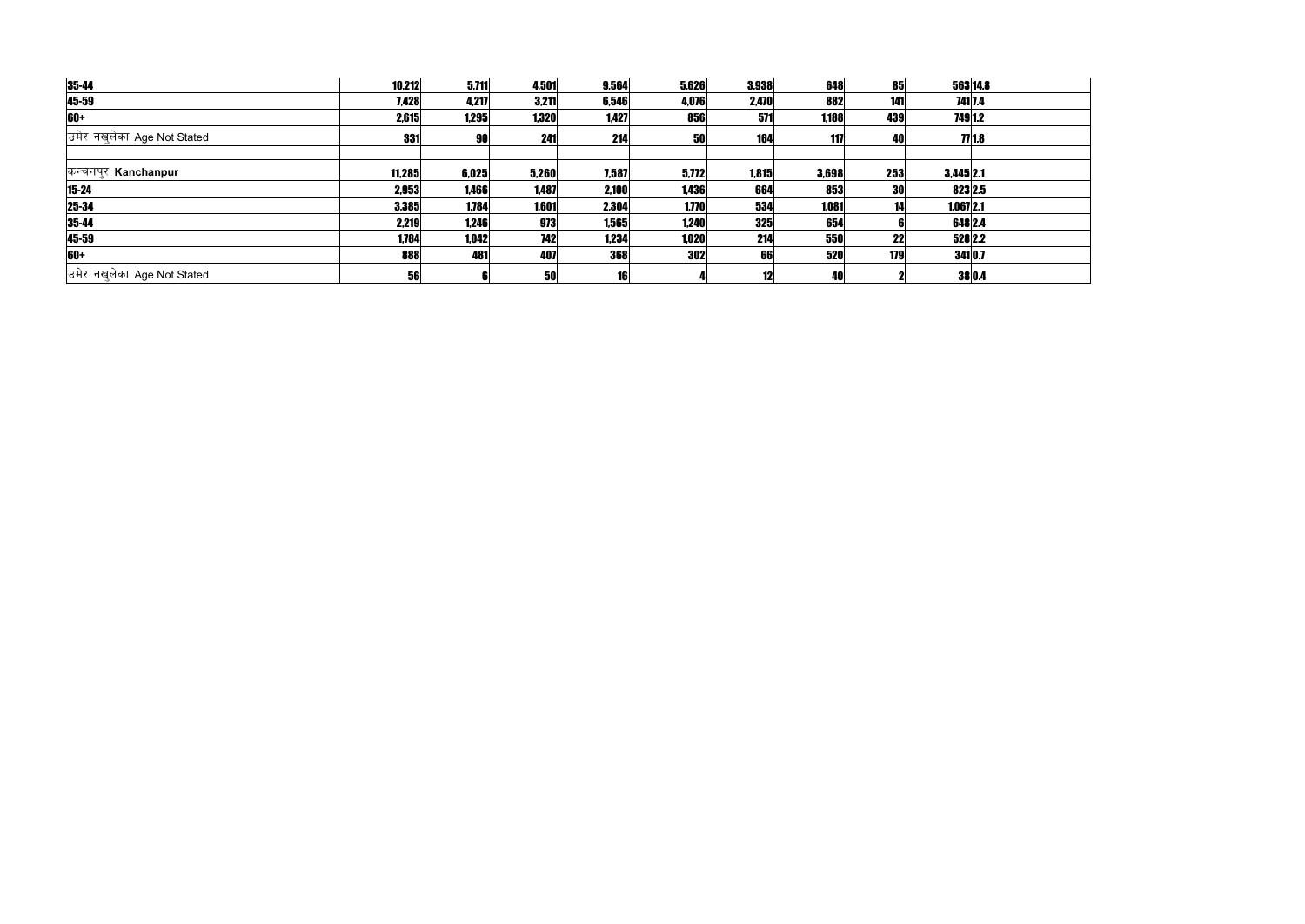| | | | | | | | | | | |
|---|---|---|---|---|---|---|---|---|---|---|
| 35-44 | 10,212 | 5,711 | 4,501 | 9,564 | 5,626 | 3,938 | 648 | 85 | 563 | 14.8 |
| 45-59 | 7,428 | 4,217 | 3,211 | 6,546 | 4,076 | 2,470 | 882 | 141 | 741 | 7.4 |
| 60+ | 2,615 | 1,295 | 1,320 | 1,427 | 856 | 571 | 1,188 | 439 | 749 | 1.2 |
| उमेर नखुलेका Age Not Stated | 331 | 90 | 241 | 214 | 50 | 164 | 117 | 40 | 77 | 1.8 |
| | | | | | | | | | | |
| कन्चनपुर **Kanchanpur** | 11,285 | 6,025 | 5,260 | 7,587 | 5,772 | 1,815 | 3,698 | 253 | 3,445 | 2.1 |
| 15-24 | 2,953 | 1,466 | 1,487 | 2,100 | 1,436 | 664 | 853 | 30 | 823 | 2.5 |
| 25-34 | 3,385 | 1,784 | 1,601 | 2,304 | 1,770 | 534 | 1,081 | 14 | 1,067 | 2.1 |
| 35-44 | 2,219 | 1,246 | 973 | 1,565 | 1,240 | 325 | 654 | 6 | 648 | 2.4 |
| 45-59 | 1,784 | 1,042 | 742 | 1,234 | 1,020 | 214 | 550 | 22 | 528 | 2.2 |
| 60+ | 888 | 481 | 407 | 368 | 302 | 66 | 520 | 179 | 341 | 0.7 |
| उमेर नखुलेका Age Not Stated | 56 | 6 | 50 | 16 | 4 | 12 | 40 | 2 | 38 | 0.4 |